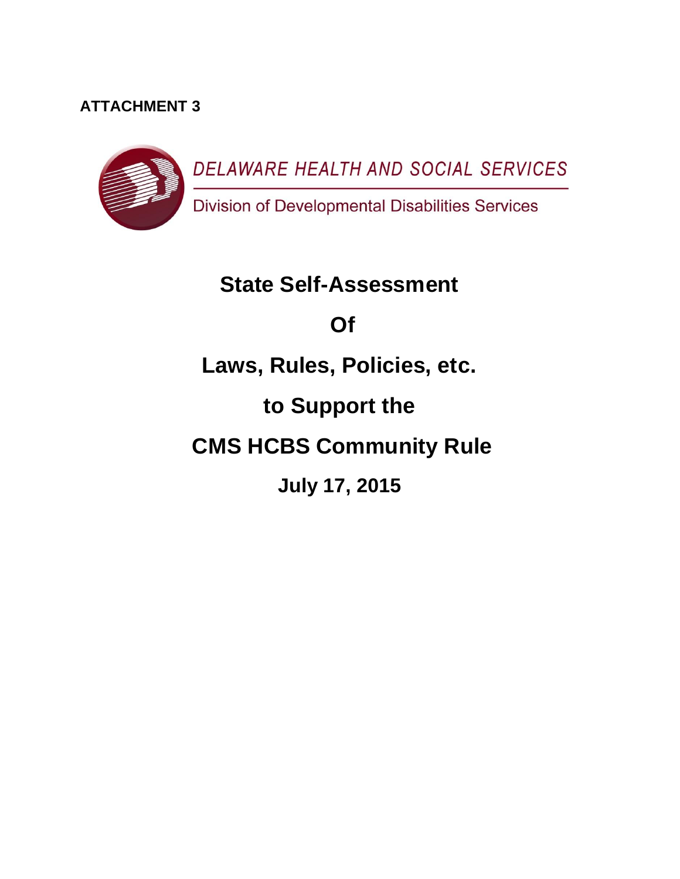**ATTACHMENT 3**

DELAWARE HEALTH AND SOCIAL SERVICES

Division of Developmental Disabilities Services

# State Self-Assessment

# Of

# Laws, Rules, Policies, etc.

# to Support the

# CMS HCBS Community Rule

## July 17, 2015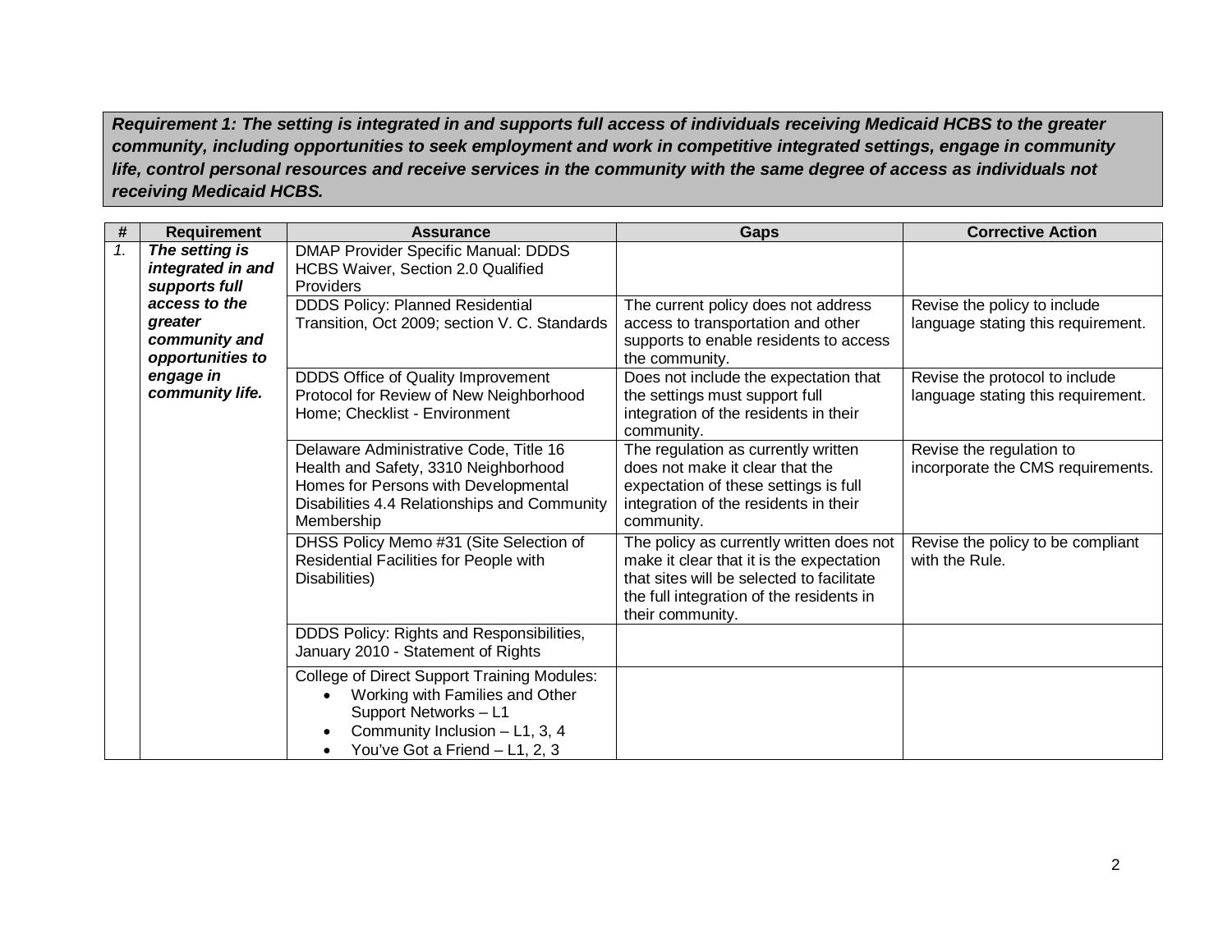***Requirement 1: The setting is integrated in and supports full access of individuals receiving Medicaid HCBS to the greater community, including opportunities to seek employment and work in competitive integrated settings, engage in community life, control personal resources and receive services in the community with the same degree of access as individuals not receiving Medicaid HCBS.***

| # | Requirement | Assurance | Gaps | Corrective Action |
|---|---|---|---|---|
| *1.* | ***The setting is integrated in and supports full access to the greater community and opportunities to engage in community life.*** | DMAP Provider Specific Manual: DDDS HCBS Waiver, Section 2.0 Qualified Providers | | |
| | | DDDS Policy: Planned Residential Transition, Oct 2009; section V. C. Standards | The current policy does not address access to transportation and other supports to enable residents to access the community. | Revise the policy to include language stating this requirement. |
| | | DDDS Office of Quality Improvement Protocol for Review of New Neighborhood Home; Checklist - Environment | Does not include the expectation that the settings must support full integration of the residents in their community. | Revise the protocol to include language stating this requirement. |
| | | Delaware Administrative Code, Title 16 Health and Safety, 3310 Neighborhood Homes for Persons with Developmental Disabilities 4.4 Relationships and Community Membership | The regulation as currently written does not make it clear that the expectation of these settings is full integration of the residents in their community. | Revise the regulation to incorporate the CMS requirements. |
| | | DHSS Policy Memo #31 (Site Selection of Residential Facilities for People with Disabilities) | The policy as currently written does not make it clear that it is the expectation that sites will be selected to facilitate the full integration of the residents in their community. | Revise the policy to be compliant with the Rule. |
| | | DDDS Policy: Rights and Responsibilities, January 2010 - Statement of Rights | | |
| | | College of Direct Support Training Modules:<br>• Working with Families and Other Support Networks – L1<br>• Community Inclusion – L1, 3, 4<br>• You've Got a Friend – L1, 2, 3 | | |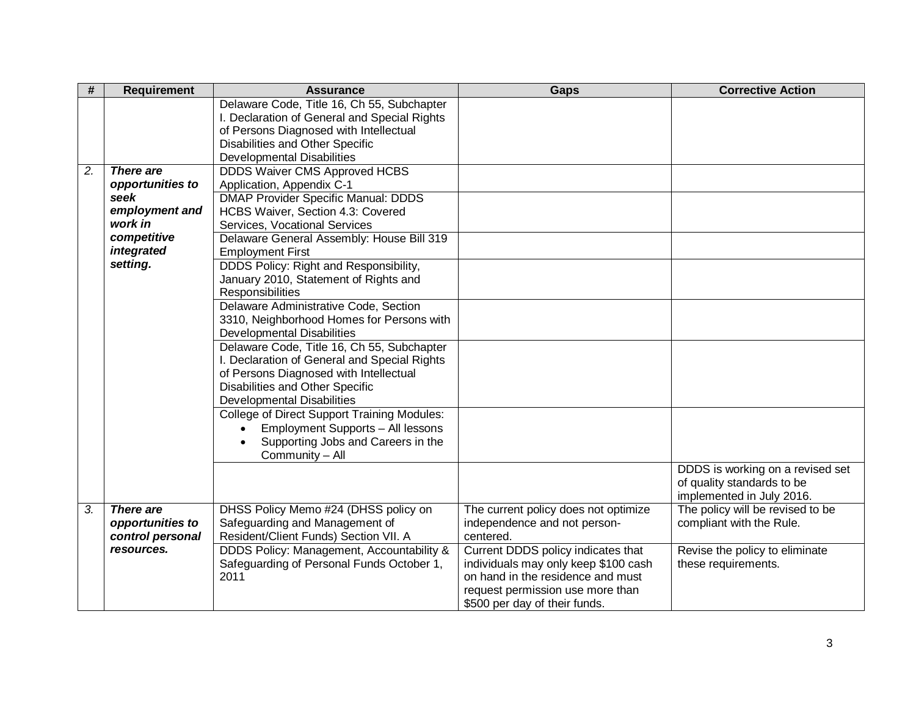| # | Requirement | Assurance | Gaps | Corrective Action |
|---|---|---|---|---|
| | | Delaware Code, Title 16, Ch 55, Subchapter I. Declaration of General and Special Rights of Persons Diagnosed with Intellectual Disabilities and Other Specific Developmental Disabilities | | |
| *2.* | ***There are opportunities to seek employment and work in competitive integrated setting.*** | DDDS Waiver CMS Approved HCBS Application, Appendix C-1 | | |
| | | DMAP Provider Specific Manual: DDDS HCBS Waiver, Section 4.3: Covered Services, Vocational Services | | |
| | | Delaware General Assembly: House Bill 319 Employment First | | |
| | | DDDS Policy: Right and Responsibility, January 2010, Statement of Rights and Responsibilities | | |
| | | Delaware Administrative Code, Section 3310, Neighborhood Homes for Persons with Developmental Disabilities | | |
| | | Delaware Code, Title 16, Ch 55, Subchapter I. Declaration of General and Special Rights of Persons Diagnosed with Intellectual Disabilities and Other Specific Developmental Disabilities | | |
| | | College of Direct Support Training Modules:<br>• Employment Supports – All lessons<br>• Supporting Jobs and Careers in the Community – All | | |
| | | | | DDDS is working on a revised set of quality standards to be implemented in July 2016. |
| *3.* | ***There are opportunities to control personal resources.*** | DHSS Policy Memo #24 (DHSS policy on Safeguarding and Management of Resident/Client Funds) Section VII. A | The current policy does not optimize independence and not person-centered. | The policy will be revised to be compliant with the Rule. |
| | | DDDS Policy: Management, Accountability & Safeguarding of Personal Funds October 1, 2011 | Current DDDS policy indicates that individuals may only keep $100 cash on hand in the residence and must request permission use more than $500 per day of their funds. | Revise the policy to eliminate these requirements. |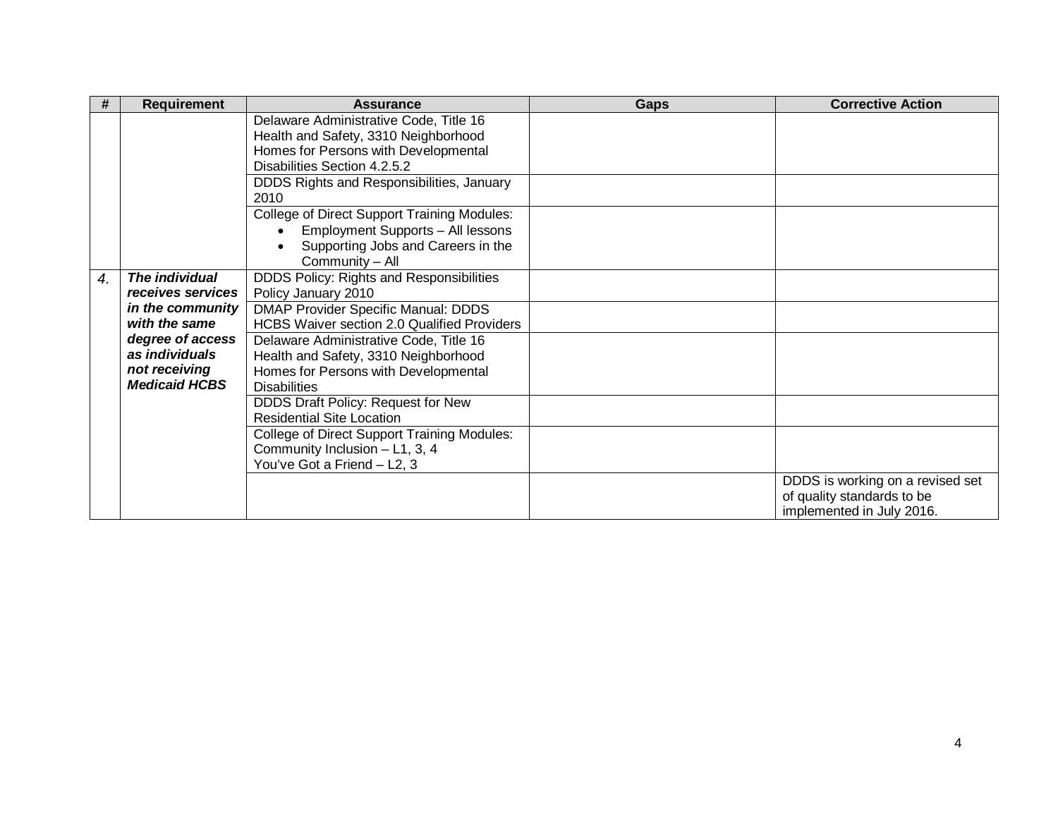| # | Requirement | Assurance | Gaps | Corrective Action |
|---|---|---|---|---|
| | | Delaware Administrative Code, Title 16 Health and Safety, 3310 Neighborhood Homes for Persons with Developmental Disabilities Section 4.2.5.2 | | |
| | | DDDS Rights and Responsibilities, January 2010 | | |
| | | College of Direct Support Training Modules:<br>• Employment Supports – All lessons<br>• Supporting Jobs and Careers in the Community – All | | |
| *4.* | ***The individual receives services in the community with the same degree of access as individuals not receiving Medicaid HCBS*** | DDDS Policy: Rights and Responsibilities Policy January 2010 | | |
| | | DMAP Provider Specific Manual: DDDS HCBS Waiver section 2.0 Qualified Providers | | |
| | | Delaware Administrative Code, Title 16 Health and Safety, 3310 Neighborhood Homes for Persons with Developmental Disabilities | | |
| | | DDDS Draft Policy: Request for New Residential Site Location | | |
| | | College of Direct Support Training Modules:<br>Community Inclusion – L1, 3, 4<br>You've Got a Friend – L2, 3 | | |
| | | | | DDDS is working on a revised set of quality standards to be implemented in July 2016. |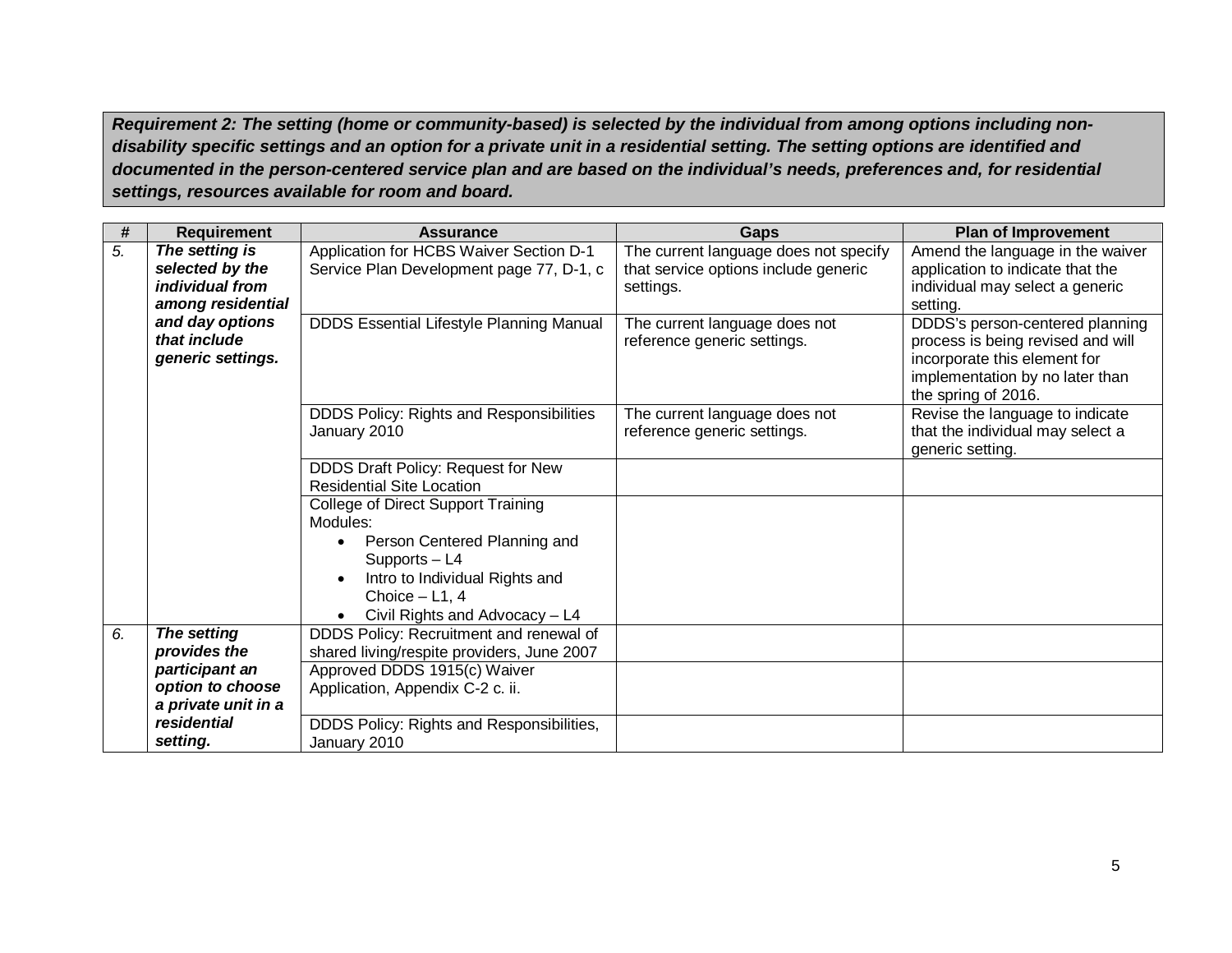***Requirement 2: The setting (home or community-based) is selected by the individual from among options including non-disability specific settings and an option for a private unit in a residential setting. The setting options are identified and documented in the person-centered service plan and are based on the individual's needs, preferences and, for residential settings, resources available for room and board.***

| # | Requirement | Assurance | Gaps | Plan of Improvement |
|---|---|---|---|---|
| *5.* | ***The setting is selected by the individual from among residential and day options that include generic settings.*** | Application for HCBS Waiver Section D-1 Service Plan Development page 77, D-1, c | The current language does not specify that service options include generic settings. | Amend the language in the waiver application to indicate that the individual may select a generic setting. |
| | | DDDS Essential Lifestyle Planning Manual | The current language does not reference generic settings. | DDDS's person-centered planning process is being revised and will incorporate this element for implementation by no later than the spring of 2016. |
| | | DDDS Policy: Rights and Responsibilities January 2010 | The current language does not reference generic settings. | Revise the language to indicate that the individual may select a generic setting. |
| | | DDDS Draft Policy: Request for New Residential Site Location | | |
| | | College of Direct Support Training Modules:<br>• Person Centered Planning and Supports – L4<br>• Intro to Individual Rights and Choice – L1, 4<br>• Civil Rights and Advocacy – L4 | | |
| *6.* | ***The setting provides the participant an option to choose a private unit in a residential setting.*** | DDDS Policy: Recruitment and renewal of shared living/respite providers, June 2007 | | |
| | | Approved DDDS 1915(c) Waiver Application, Appendix C-2 c. ii. | | |
| | | DDDS Policy: Rights and Responsibilities, January 2010 | | |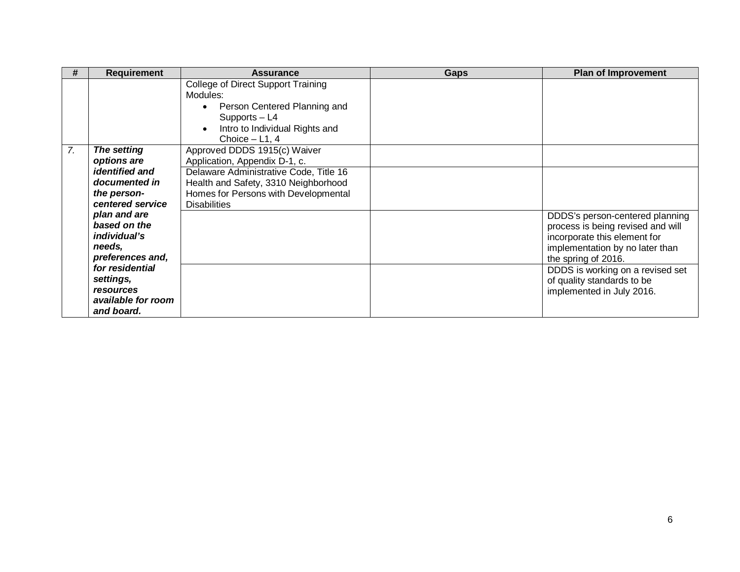| # | Requirement | Assurance | Gaps | Plan of Improvement |
|---|---|---|---|---|
| | | College of Direct Support Training Modules:<br>• Person Centered Planning and Supports – L4<br>• Intro to Individual Rights and Choice – L1, 4 | | |
| *7.* | ***The setting options are identified and documented in the person-centered service plan and are based on the individual's needs, preferences and, for residential settings, resources available for room and board.*** | Approved DDDS 1915(c) Waiver Application, Appendix D-1, c. | | |
| | | Delaware Administrative Code, Title 16 Health and Safety, 3310 Neighborhood Homes for Persons with Developmental Disabilities | | |
| | | | | DDDS's person-centered planning process is being revised and will incorporate this element for implementation by no later than the spring of 2016. |
| | | | | DDDS is working on a revised set of quality standards to be implemented in July 2016. |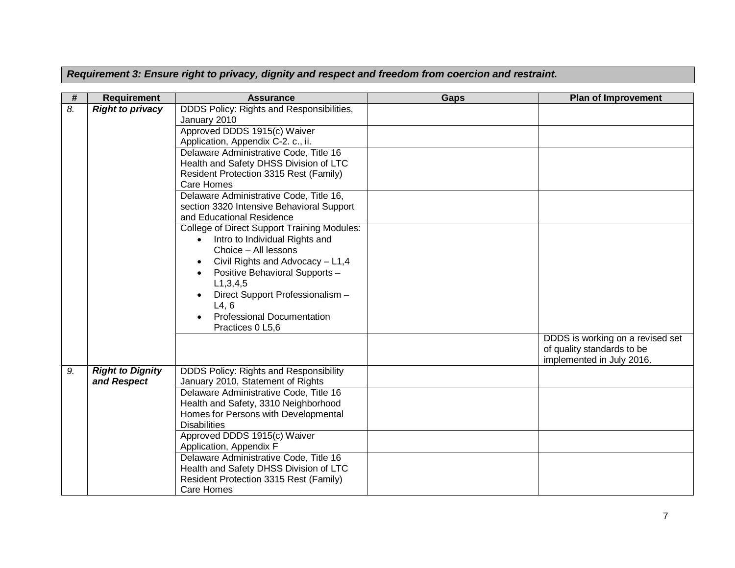**_Requirement 3: Ensure right to privacy, dignity and respect and freedom from coercion and restraint._**

| # | Requirement | Assurance | Gaps | Plan of Improvement |
|---|---|---|---|---|
| *8.* | ***Right to privacy*** | DDDS Policy: Rights and Responsibilities, January 2010 | | |
| | | Approved DDDS 1915(c) Waiver Application, Appendix C-2. c., ii. | | |
| | | Delaware Administrative Code, Title 16 Health and Safety DHSS Division of LTC Resident Protection 3315 Rest (Family) Care Homes | | |
| | | Delaware Administrative Code, Title 16, section 3320 Intensive Behavioral Support and Educational Residence | | |
| | | College of Direct Support Training Modules:<br>• Intro to Individual Rights and Choice – All lessons<br>• Civil Rights and Advocacy – L1,4<br>• Positive Behavioral Supports – L1,3,4,5<br>• Direct Support Professionalism – L4, 6<br>• Professional Documentation Practices 0 L5,6 | | |
| | | | | DDDS is working on a revised set of quality standards to be implemented in July 2016. |
| *9.* | ***Right to Dignity and Respect*** | DDDS Policy: Rights and Responsibility January 2010, Statement of Rights | | |
| | | Delaware Administrative Code, Title 16 Health and Safety, 3310 Neighborhood Homes for Persons with Developmental Disabilities | | |
| | | Approved DDDS 1915(c) Waiver Application, Appendix F | | |
| | | Delaware Administrative Code, Title 16 Health and Safety DHSS Division of LTC Resident Protection 3315 Rest (Family) Care Homes | | |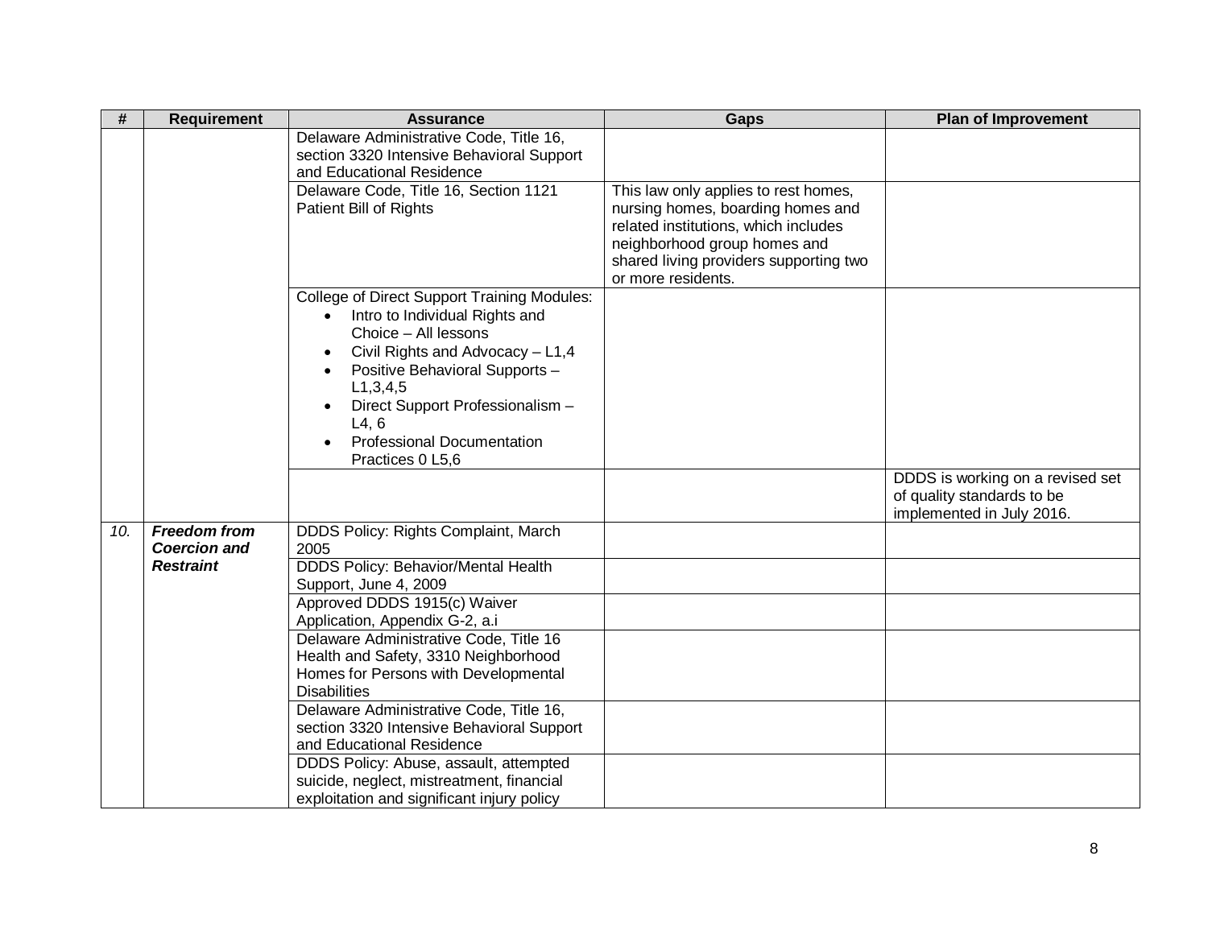| # | Requirement | Assurance | Gaps | Plan of Improvement |
|---|---|---|---|---|
| | | Delaware Administrative Code, Title 16, section 3320 Intensive Behavioral Support and Educational Residence | | |
| | | Delaware Code, Title 16, Section 1121 Patient Bill of Rights | This law only applies to rest homes, nursing homes, boarding homes and related institutions, which includes neighborhood group homes and shared living providers supporting two or more residents. | |
| | | College of Direct Support Training Modules:<br>• Intro to Individual Rights and Choice – All lessons<br>• Civil Rights and Advocacy – L1,4<br>• Positive Behavioral Supports – L1,3,4,5<br>• Direct Support Professionalism – L4, 6<br>• Professional Documentation Practices 0 L5,6 | | |
| | | | | DDDS is working on a revised set of quality standards to be implemented in July 2016. |
| *10.* | ***Freedom from Coercion and Restraint*** | DDDS Policy: Rights Complaint, March 2005 | | |
| | | DDDS Policy: Behavior/Mental Health Support, June 4, 2009 | | |
| | | Approved DDDS 1915(c) Waiver Application, Appendix G-2, a.i | | |
| | | Delaware Administrative Code, Title 16 Health and Safety, 3310 Neighborhood Homes for Persons with Developmental Disabilities | | |
| | | Delaware Administrative Code, Title 16, section 3320 Intensive Behavioral Support and Educational Residence | | |
| | | DDDS Policy: Abuse, assault, attempted suicide, neglect, mistreatment, financial exploitation and significant injury policy | | |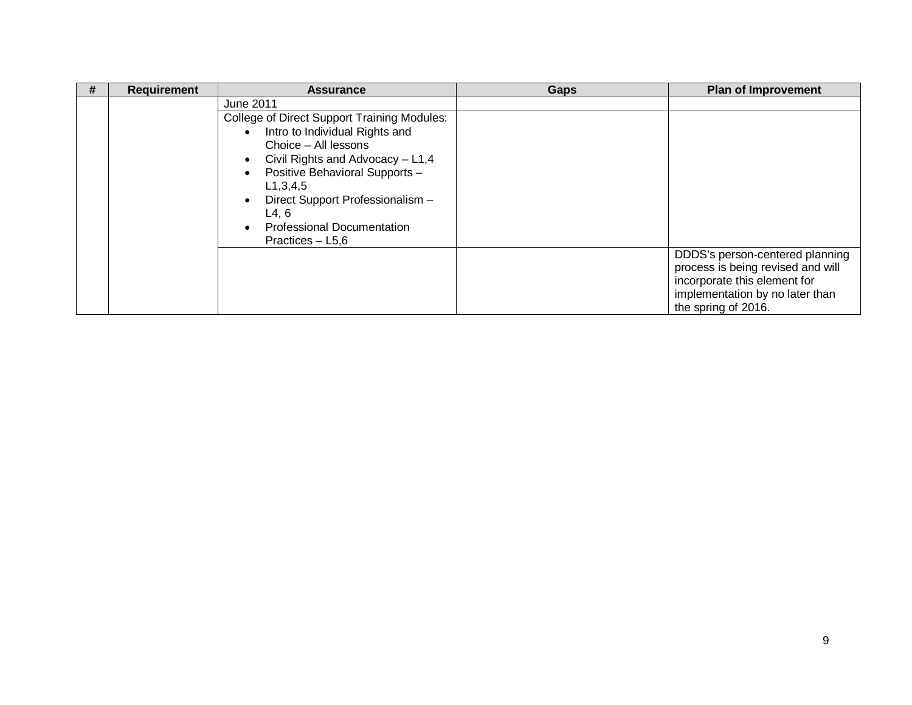| # | Requirement | Assurance | Gaps | Plan of Improvement |
|---|---|---|---|---|
| | | June 2011 | | |
| | | College of Direct Support Training Modules:<br>• Intro to Individual Rights and Choice – All lessons<br>• Civil Rights and Advocacy – L1,4<br>• Positive Behavioral Supports – L1,3,4,5<br>• Direct Support Professionalism – L4, 6<br>• Professional Documentation Practices – L5,6 | | |
| | | | | DDDS's person-centered planning process is being revised and will incorporate this element for implementation by no later than the spring of 2016. |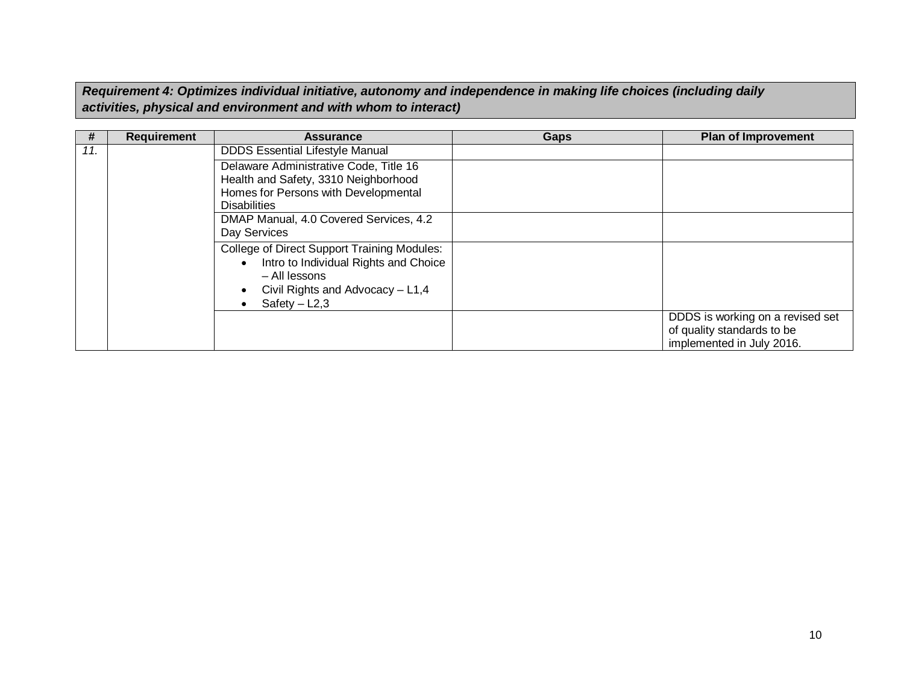***Requirement 4: Optimizes individual initiative, autonomy and independence in making life choices (including daily activities, physical and environment and with whom to interact)***

| # | Requirement | Assurance | Gaps | Plan of Improvement |
|---|---|---|---|---|
| *11.* | | DDDS Essential Lifestyle Manual | | |
| | | Delaware Administrative Code, Title 16 Health and Safety, 3310 Neighborhood Homes for Persons with Developmental Disabilities | | |
| | | DMAP Manual, 4.0 Covered Services, 4.2 Day Services | | |
| | | College of Direct Support Training Modules: • Intro to Individual Rights and Choice – All lessons • Civil Rights and Advocacy – L1,4 • Safety – L2,3 | | |
| | | | | DDDS is working on a revised set of quality standards to be implemented in July 2016. |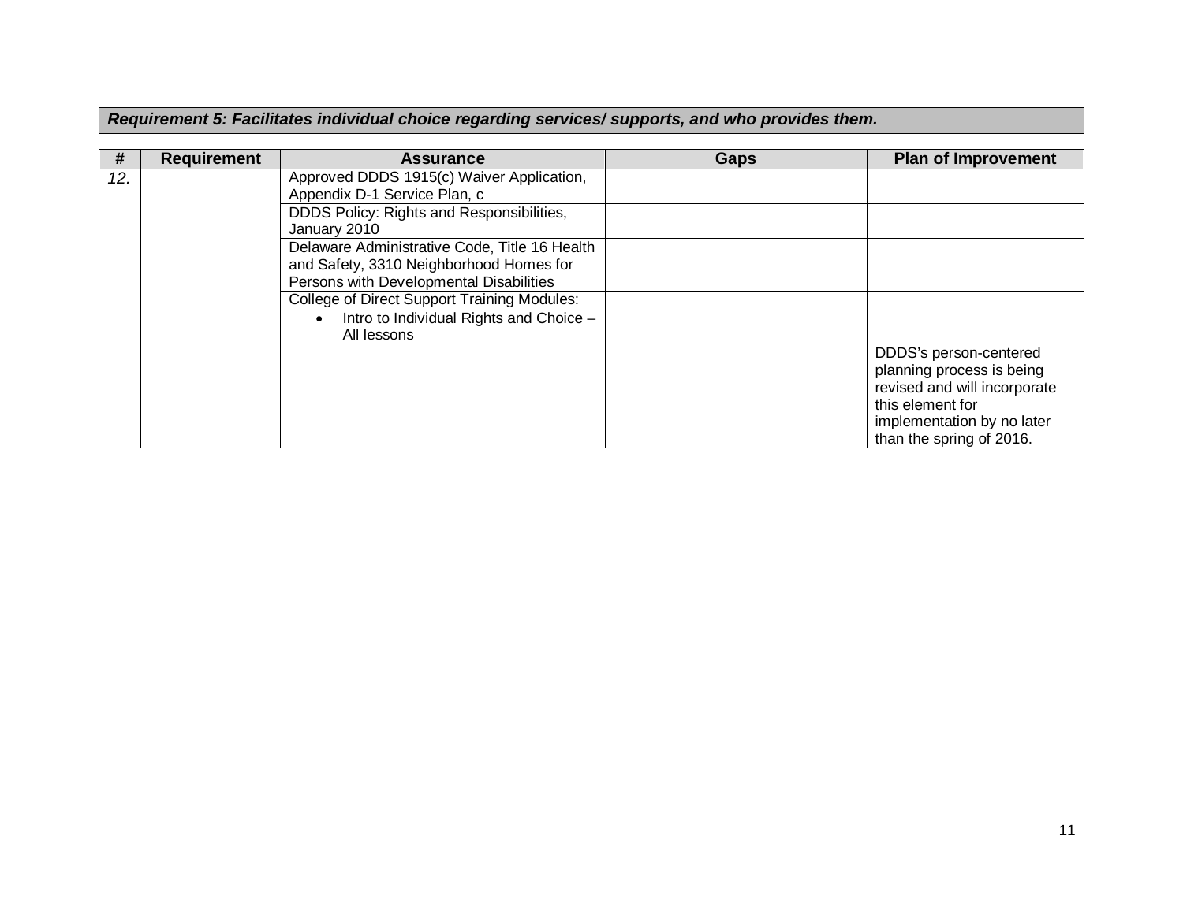***Requirement 5: Facilitates individual choice regarding services/ supports, and who provides them.***

| # | Requirement | Assurance | Gaps | Plan of Improvement |
|---|---|---|---|---|
| *12.* | | Approved DDDS 1915(c) Waiver Application, Appendix D-1 Service Plan, c | | |
| | | DDDS Policy: Rights and Responsibilities, January 2010 | | |
| | | Delaware Administrative Code, Title 16 Health and Safety, 3310 Neighborhood Homes for Persons with Developmental Disabilities | | |
| | | College of Direct Support Training Modules: <br>• Intro to Individual Rights and Choice – All lessons | | |
| | | | | DDDS's person-centered planning process is being revised and will incorporate this element for implementation by no later than the spring of 2016. |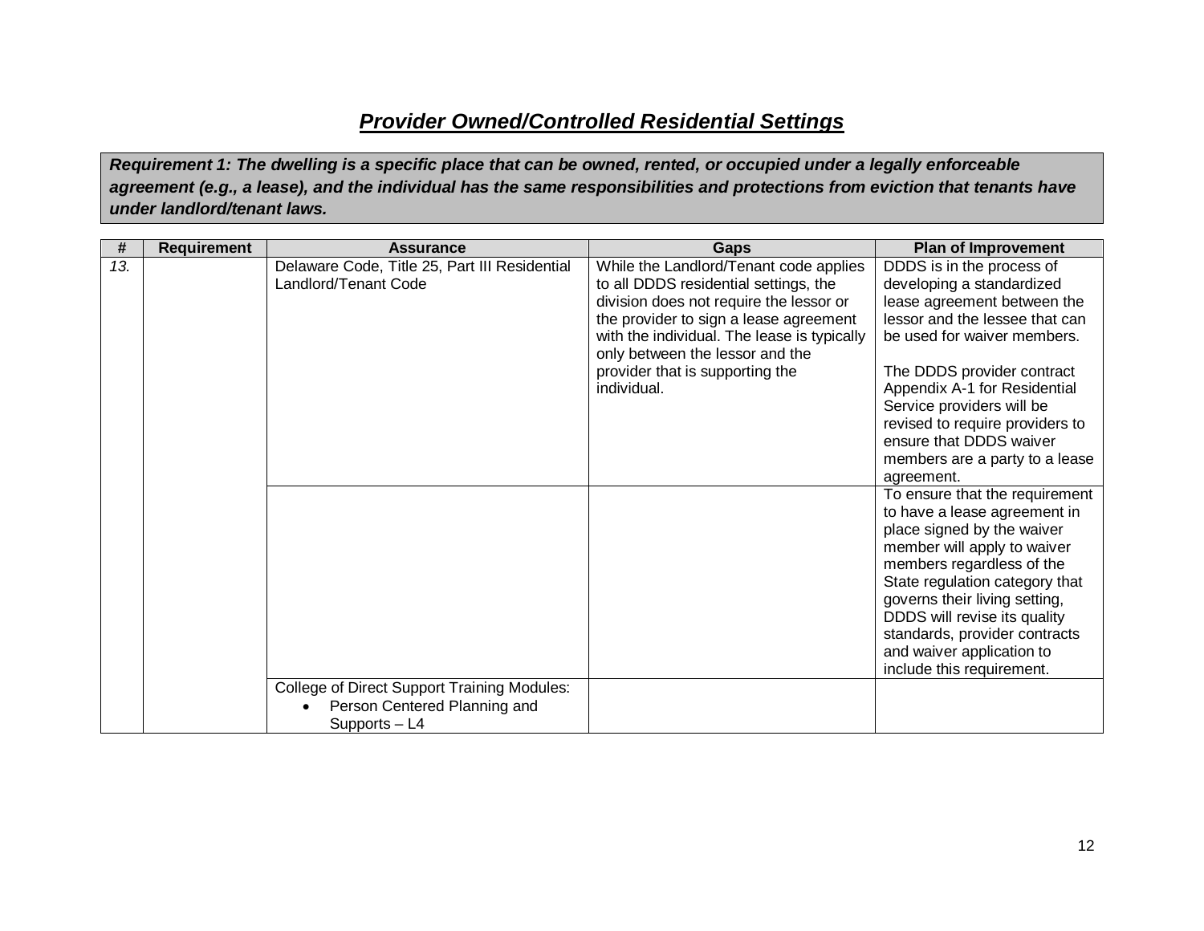## ***Provider Owned/Controlled Residential Settings***

***Requirement 1: The dwelling is a specific place that can be owned, rented, or occupied under a legally enforceable agreement (e.g., a lease), and the individual has the same responsibilities and protections from eviction that tenants have under landlord/tenant laws.***

| # | Requirement | Assurance | Gaps | Plan of Improvement |
|---|---|---|---|---|
| *13.* | | Delaware Code, Title 25, Part III Residential Landlord/Tenant Code | While the Landlord/Tenant code applies to all DDDS residential settings, the division does not require the lessor or the provider to sign a lease agreement with the individual. The lease is typically only between the lessor and the provider that is supporting the individual. | DDDS is in the process of developing a standardized lease agreement between the lessor and the lessee that can be used for waiver members.<br><br>The DDDS provider contract Appendix A-1 for Residential Service providers will be revised to require providers to ensure that DDDS waiver members are a party to a lease agreement. |
| | | | | To ensure that the requirement to have a lease agreement in place signed by the waiver member will apply to waiver members regardless of the State regulation category that governs their living setting, DDDS will revise its quality standards, provider contracts and waiver application to include this requirement. |
| | | College of Direct Support Training Modules:<br>• Person Centered Planning and Supports – L4 | | |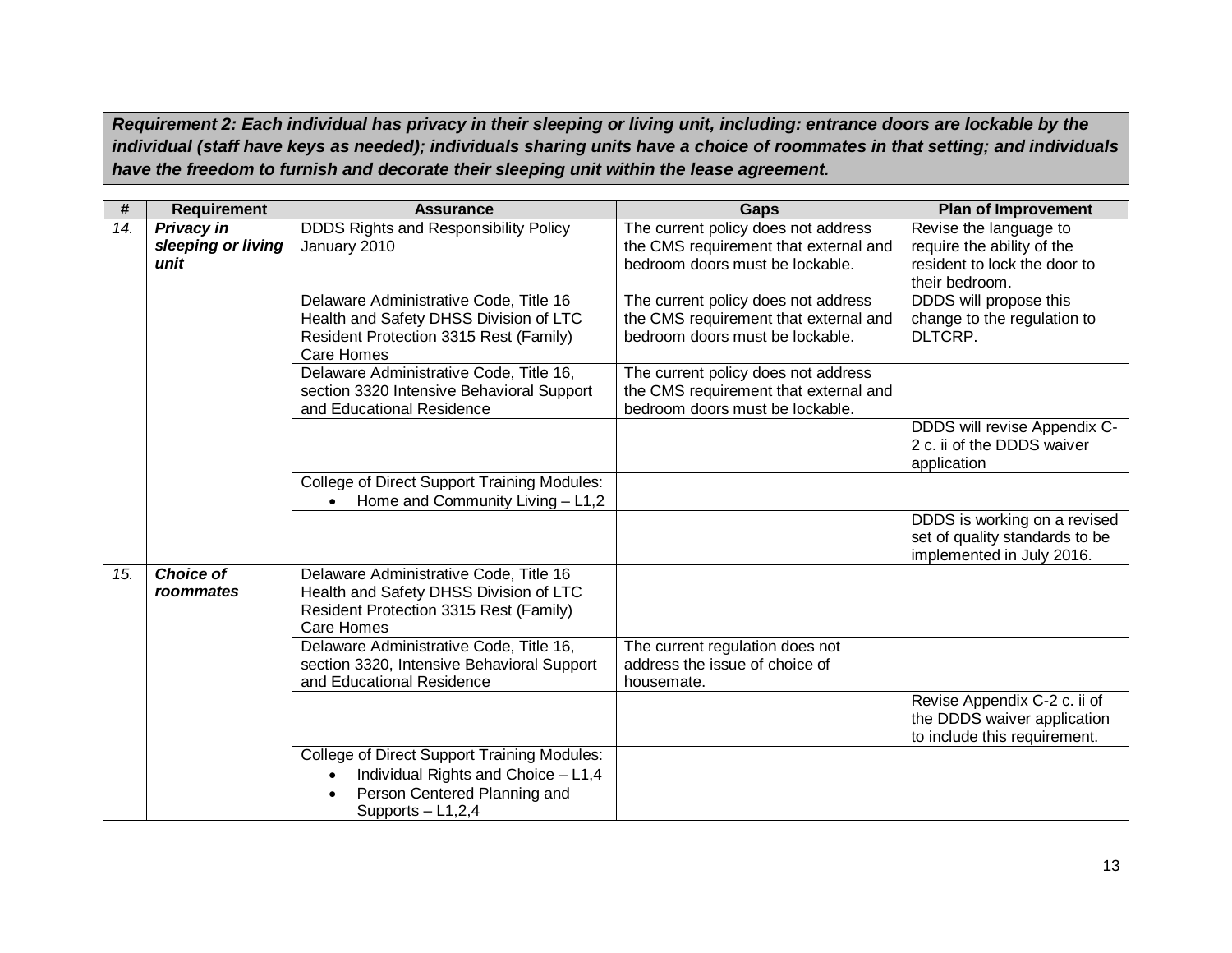***Requirement 2: Each individual has privacy in their sleeping or living unit, including: entrance doors are lockable by the individual (staff have keys as needed); individuals sharing units have a choice of roommates in that setting; and individuals have the freedom to furnish and decorate their sleeping unit within the lease agreement.***

| # | Requirement | Assurance | Gaps | Plan of Improvement |
|---|---|---|---|---|
| *14.* | ***Privacy in sleeping or living unit*** | DDDS Rights and Responsibility Policy January 2010 | The current policy does not address the CMS requirement that external and bedroom doors must be lockable. | Revise the language to require the ability of the resident to lock the door to their bedroom. |
| | | Delaware Administrative Code, Title 16 Health and Safety DHSS Division of LTC Resident Protection 3315 Rest (Family) Care Homes | The current policy does not address the CMS requirement that external and bedroom doors must be lockable. | DDDS will propose this change to the regulation to DLTCRP. |
| | | Delaware Administrative Code, Title 16, section 3320 Intensive Behavioral Support and Educational Residence | The current policy does not address the CMS requirement that external and bedroom doors must be lockable. | |
| | | | | DDDS will revise Appendix C-2 c. ii of the DDDS waiver application |
| | | College of Direct Support Training Modules:<br>• Home and Community Living – L1,2 | | |
| | | | | DDDS is working on a revised set of quality standards to be implemented in July 2016. |
| *15.* | ***Choice of roommates*** | Delaware Administrative Code, Title 16 Health and Safety DHSS Division of LTC Resident Protection 3315 Rest (Family) Care Homes | | |
| | | Delaware Administrative Code, Title 16, section 3320, Intensive Behavioral Support and Educational Residence | The current regulation does not address the issue of choice of housemate. | |
| | | | | Revise Appendix C-2 c. ii of the DDDS waiver application to include this requirement. |
| | | College of Direct Support Training Modules:<br>• Individual Rights and Choice – L1,4<br>• Person Centered Planning and Supports – L1,2,4 | | |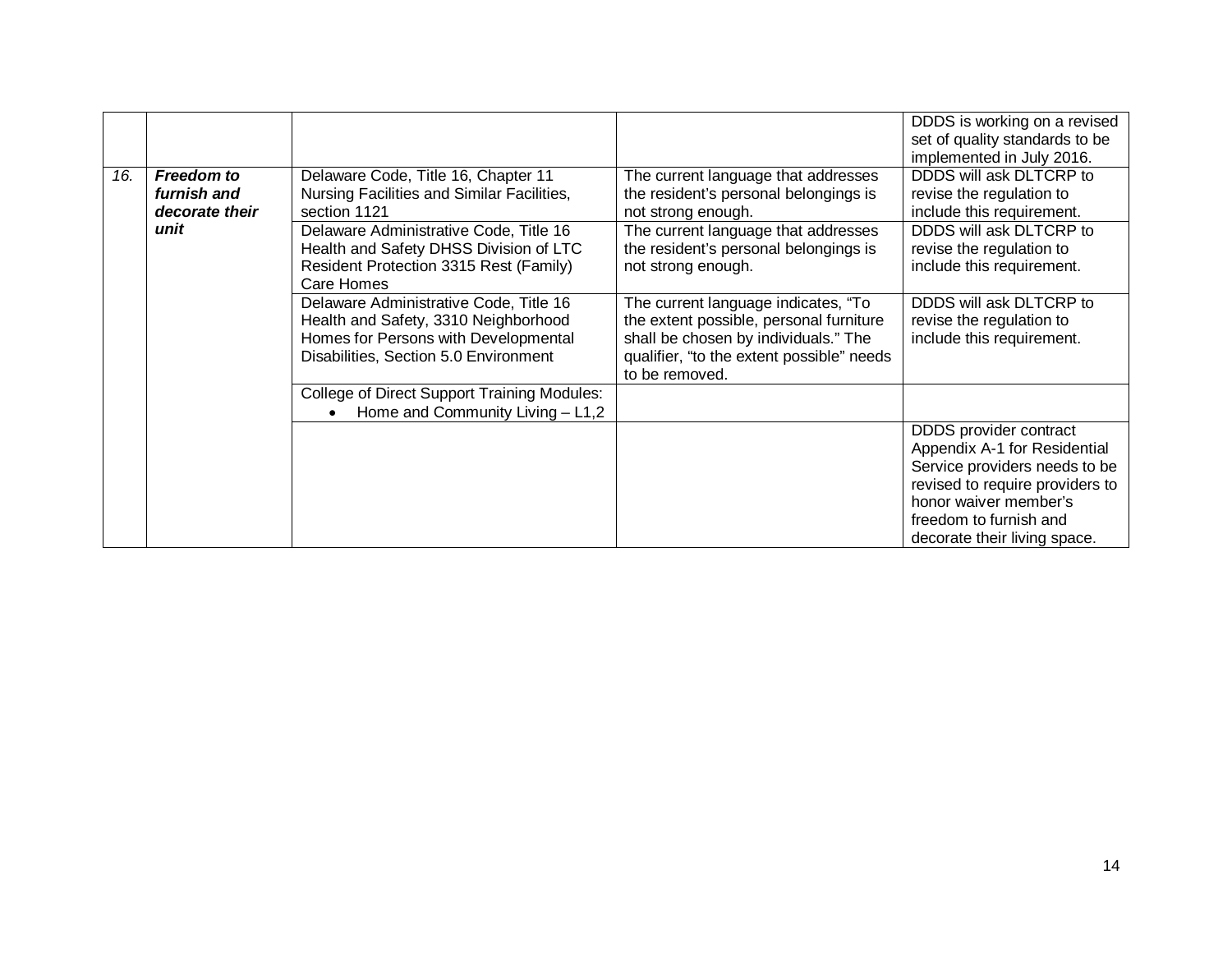| | | | | |
|---|---|---|---|---|
| | | | | DDDS is working on a revised set of quality standards to be implemented in July 2016. |
| *16.* | ***Freedom to furnish and decorate their unit*** | Delaware Code, Title 16, Chapter 11 Nursing Facilities and Similar Facilities, section 1121 | The current language that addresses the resident's personal belongings is not strong enough. | DDDS will ask DLTCRP to revise the regulation to include this requirement. |
| | | Delaware Administrative Code, Title 16 Health and Safety DHSS Division of LTC Resident Protection 3315 Rest (Family) Care Homes | The current language that addresses the resident's personal belongings is not strong enough. | DDDS will ask DLTCRP to revise the regulation to include this requirement. |
| | | Delaware Administrative Code, Title 16 Health and Safety, 3310 Neighborhood Homes for Persons with Developmental Disabilities, Section 5.0 Environment | The current language indicates, "To the extent possible, personal furniture shall be chosen by individuals." The qualifier, "to the extent possible" needs to be removed. | DDDS will ask DLTCRP to revise the regulation to include this requirement. |
| | | College of Direct Support Training Modules: <br>• Home and Community Living – L1,2 | | |
| | | | | DDDS provider contract Appendix A-1 for Residential Service providers needs to be revised to require providers to honor waiver member's freedom to furnish and decorate their living space. |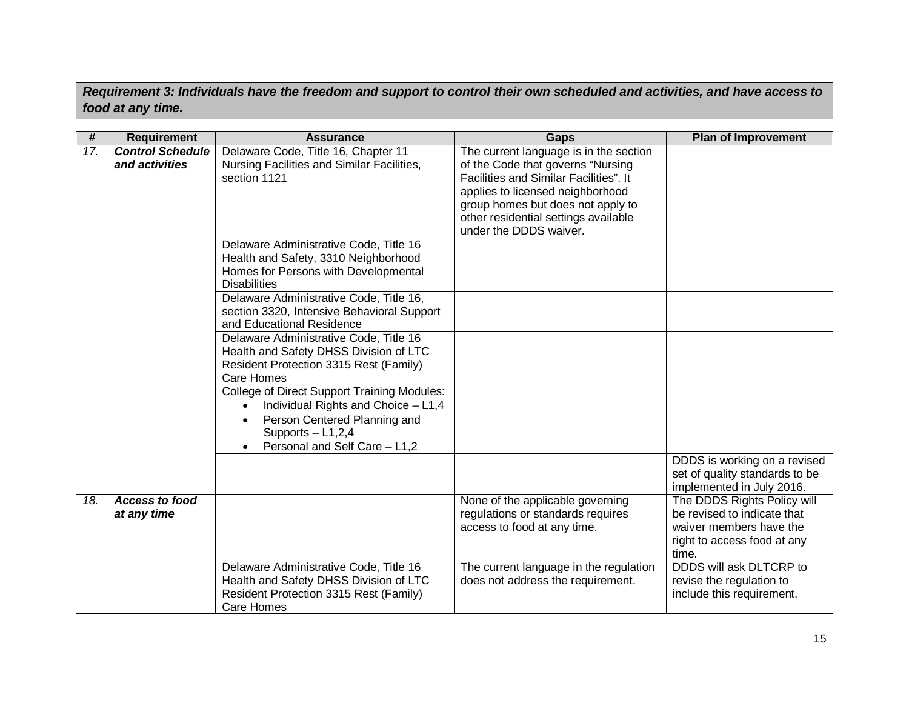***Requirement 3: Individuals have the freedom and support to control their own scheduled and activities, and have access to food at any time.***

| # | Requirement | Assurance | Gaps | Plan of Improvement |
|---|---|---|---|---|
| *17.* | ***Control Schedule and activities*** | Delaware Code, Title 16, Chapter 11 Nursing Facilities and Similar Facilities, section 1121 | The current language is in the section of the Code that governs "Nursing Facilities and Similar Facilities". It applies to licensed neighborhood group homes but does not apply to other residential settings available under the DDDS waiver. | |
| | | Delaware Administrative Code, Title 16 Health and Safety, 3310 Neighborhood Homes for Persons with Developmental Disabilities | | |
| | | Delaware Administrative Code, Title 16, section 3320, Intensive Behavioral Support and Educational Residence | | |
| | | Delaware Administrative Code, Title 16 Health and Safety DHSS Division of LTC Resident Protection 3315 Rest (Family) Care Homes | | |
| | | College of Direct Support Training Modules:<br>• Individual Rights and Choice – L1,4<br>• Person Centered Planning and Supports – L1,2,4<br>• Personal and Self Care – L1,2 | | |
| | | | | DDDS is working on a revised set of quality standards to be implemented in July 2016. |
| *18.* | ***Access to food at any time*** | | None of the applicable governing regulations or standards requires access to food at any time. | The DDDS Rights Policy will be revised to indicate that waiver members have the right to access food at any time. |
| | | Delaware Administrative Code, Title 16 Health and Safety DHSS Division of LTC Resident Protection 3315 Rest (Family) Care Homes | The current language in the regulation does not address the requirement. | DDDS will ask DLTCRP to revise the regulation to include this requirement. |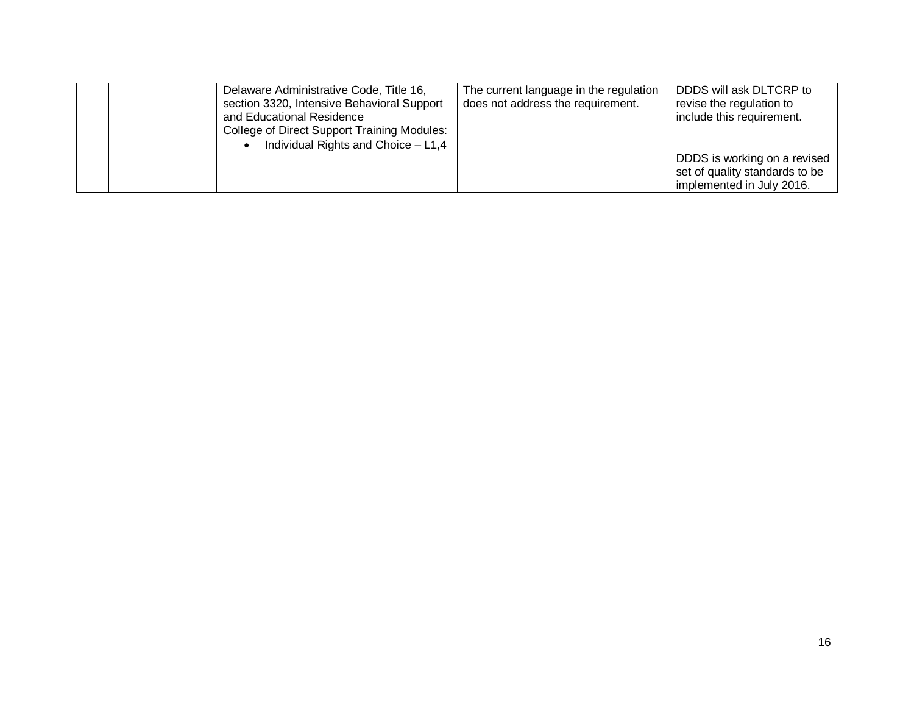| | | | | |
|---|---|---|---|---|
| | | Delaware Administrative Code, Title 16, section 3320, Intensive Behavioral Support and Educational Residence | The current language in the regulation does not address the requirement. | DDDS will ask DLTCRP to revise the regulation to include this requirement. |
| | | College of Direct Support Training Modules:<br>• Individual Rights and Choice – L1,4 | | |
| | | | | DDDS is working on a revised set of quality standards to be implemented in July 2016. |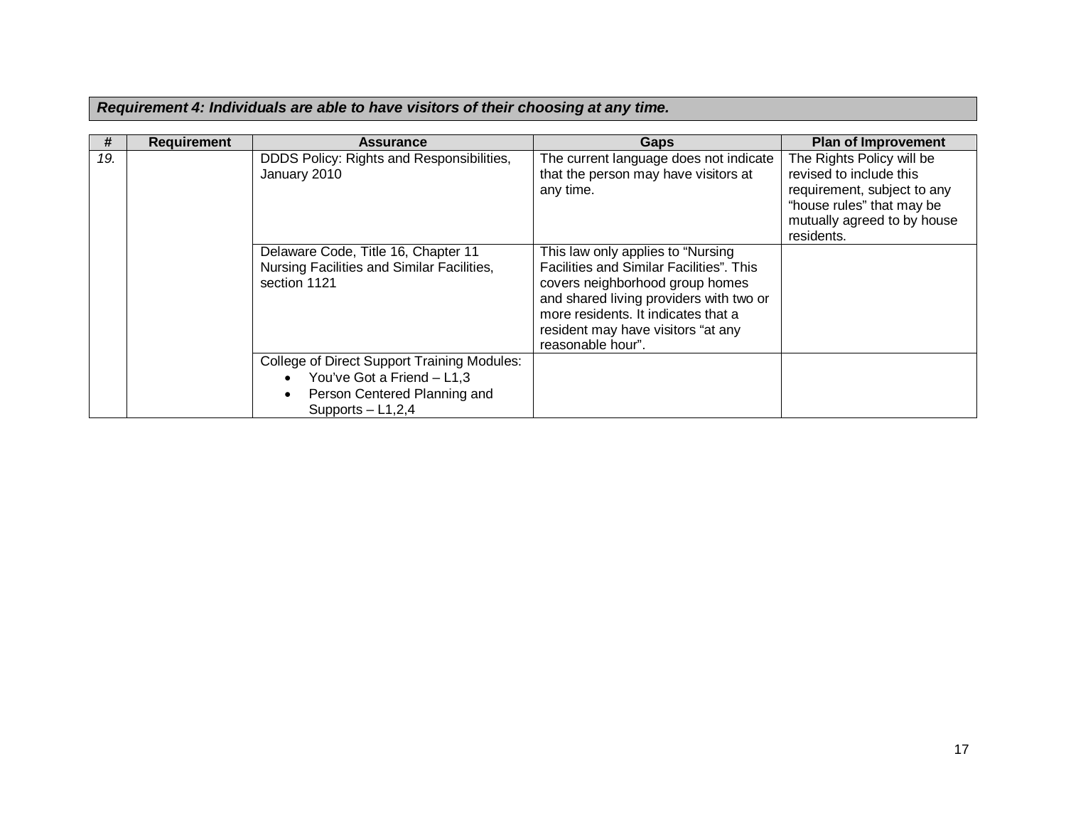***Requirement 4: Individuals are able to have visitors of their choosing at any time.***

| # | Requirement | Assurance | Gaps | Plan of Improvement |
|---|---|---|---|---|
| *19.* | | DDDS Policy: Rights and Responsibilities, January 2010 | The current language does not indicate that the person may have visitors at any time. | The Rights Policy will be revised to include this requirement, subject to any "house rules" that may be mutually agreed to by house residents. |
| | | Delaware Code, Title 16, Chapter 11 Nursing Facilities and Similar Facilities, section 1121 | This law only applies to "Nursing Facilities and Similar Facilities". This covers neighborhood group homes and shared living providers with two or more residents. It indicates that a resident may have visitors "at any reasonable hour". | |
| | | College of Direct Support Training Modules: <br>• You've Got a Friend – L1,3 <br>• Person Centered Planning and Supports – L1,2,4 | | |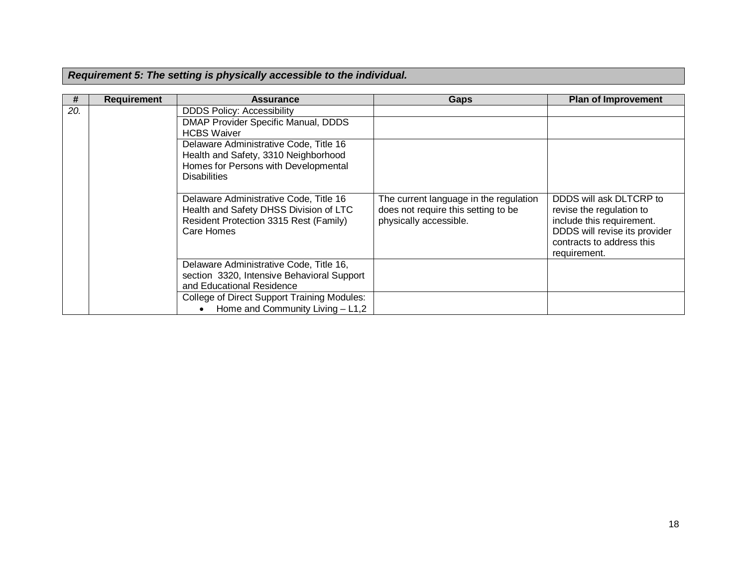***Requirement 5: The setting is physically accessible to the individual.***

| # | Requirement | Assurance | Gaps | Plan of Improvement |
|---|---|---|---|---|
| *20.* | | DDDS Policy: Accessibility | | |
| | | DMAP Provider Specific Manual, DDDS HCBS Waiver | | |
| | | Delaware Administrative Code, Title 16 Health and Safety, 3310 Neighborhood Homes for Persons with Developmental Disabilities | | |
| | | Delaware Administrative Code, Title 16 Health and Safety DHSS Division of LTC Resident Protection 3315 Rest (Family) Care Homes | The current language in the regulation does not require this setting to be physically accessible. | DDDS will ask DLTCRP to revise the regulation to include this requirement. DDDS will revise its provider contracts to address this requirement. |
| | | Delaware Administrative Code, Title 16, section 3320, Intensive Behavioral Support and Educational Residence | | |
| | | College of Direct Support Training Modules: <br>• Home and Community Living – L1,2 | | |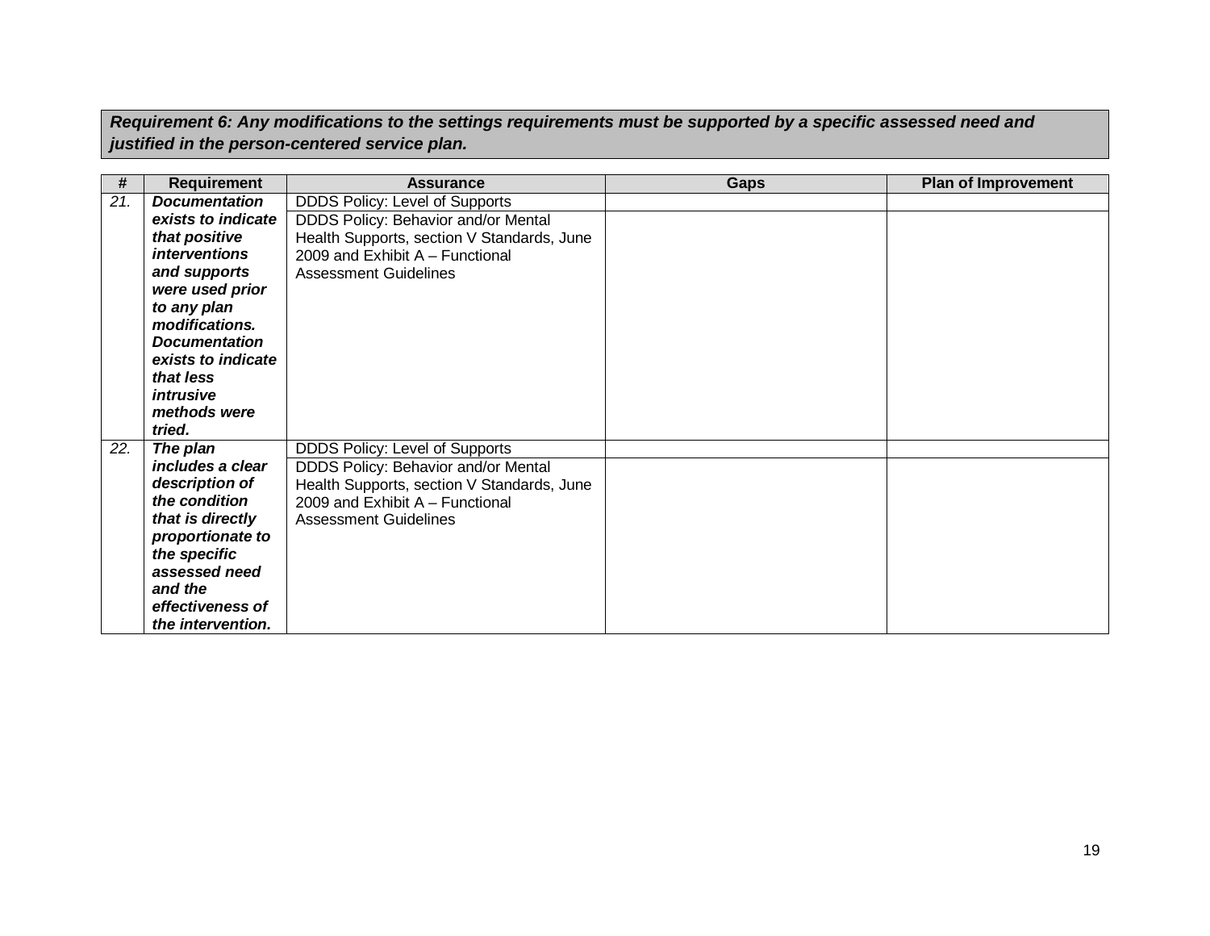***Requirement 6: Any modifications to the settings requirements must be supported by a specific assessed need and justified in the person-centered service plan.***

| # | Requirement | Assurance | Gaps | Plan of Improvement |
|---|---|---|---|---|
| *21.* | ***Documentation exists to indicate that positive interventions and supports were used prior to any plan modifications. Documentation exists to indicate that less intrusive methods were tried.*** | DDDS Policy: Level of Supports | | |
| | | DDDS Policy: Behavior and/or Mental Health Supports, section V Standards, June 2009 and Exhibit A – Functional Assessment Guidelines | | |
| *22.* | ***The plan includes a clear description of the condition that is directly proportionate to the specific assessed need and the effectiveness of the intervention.*** | DDDS Policy: Level of Supports | | |
| | | DDDS Policy: Behavior and/or Mental Health Supports, section V Standards, June 2009 and Exhibit A – Functional Assessment Guidelines | | |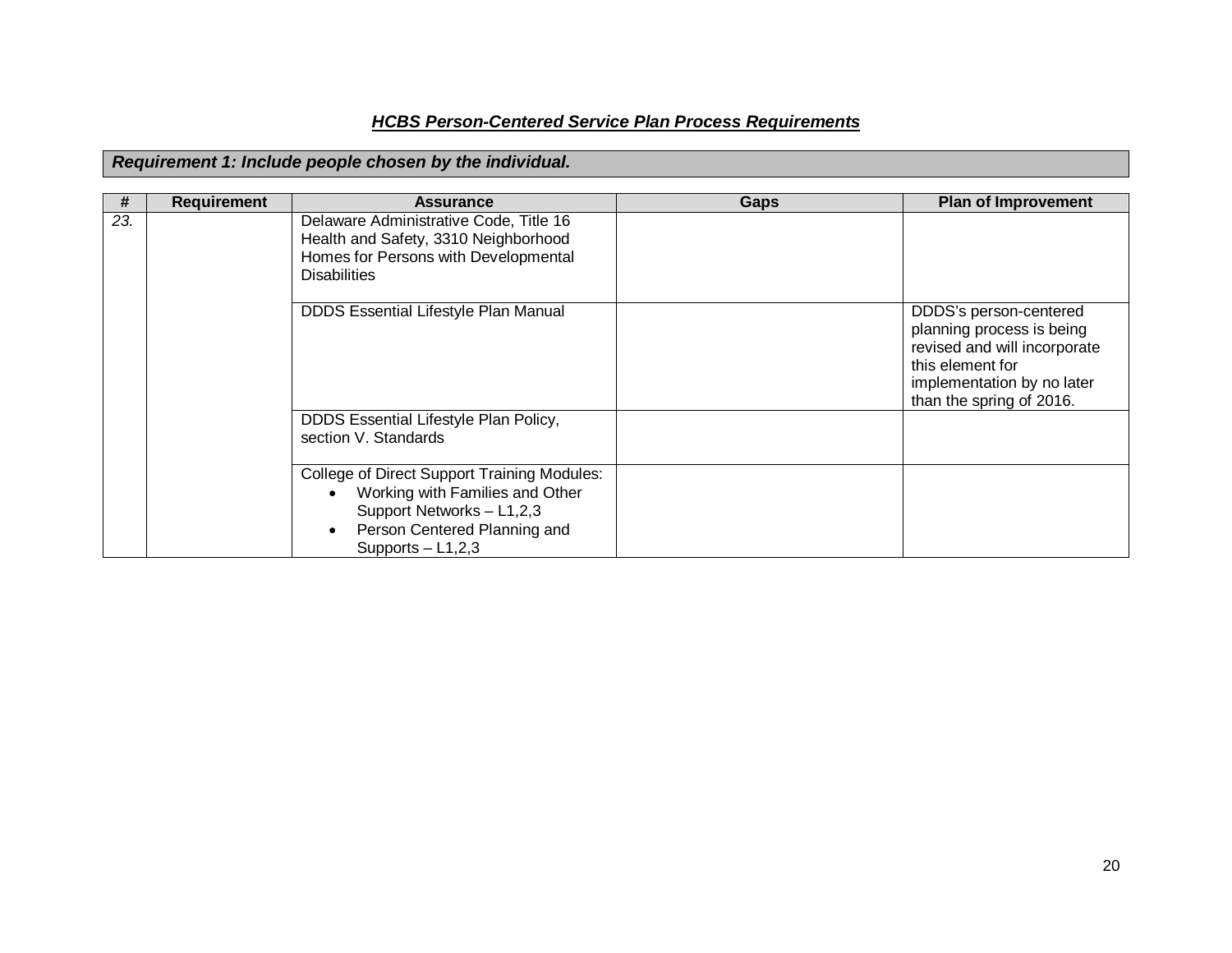## ***HCBS Person-Centered Service Plan Process Requirements***

| ***Requirement 1: Include people chosen by the individual.*** |
|---|

| # | Requirement | Assurance | Gaps | Plan of Improvement |
|---|---|---|---|---|
| *23.* | | Delaware Administrative Code, Title 16 Health and Safety, 3310 Neighborhood Homes for Persons with Developmental Disabilities | | |
| | | DDDS Essential Lifestyle Plan Manual | | DDDS's person-centered planning process is being revised and will incorporate this element for implementation by no later than the spring of 2016. |
| | | DDDS Essential Lifestyle Plan Policy, section V. Standards | | |
| | | College of Direct Support Training Modules:<br>• Working with Families and Other Support Networks – L1,2,3<br>• Person Centered Planning and Supports – L1,2,3 | | |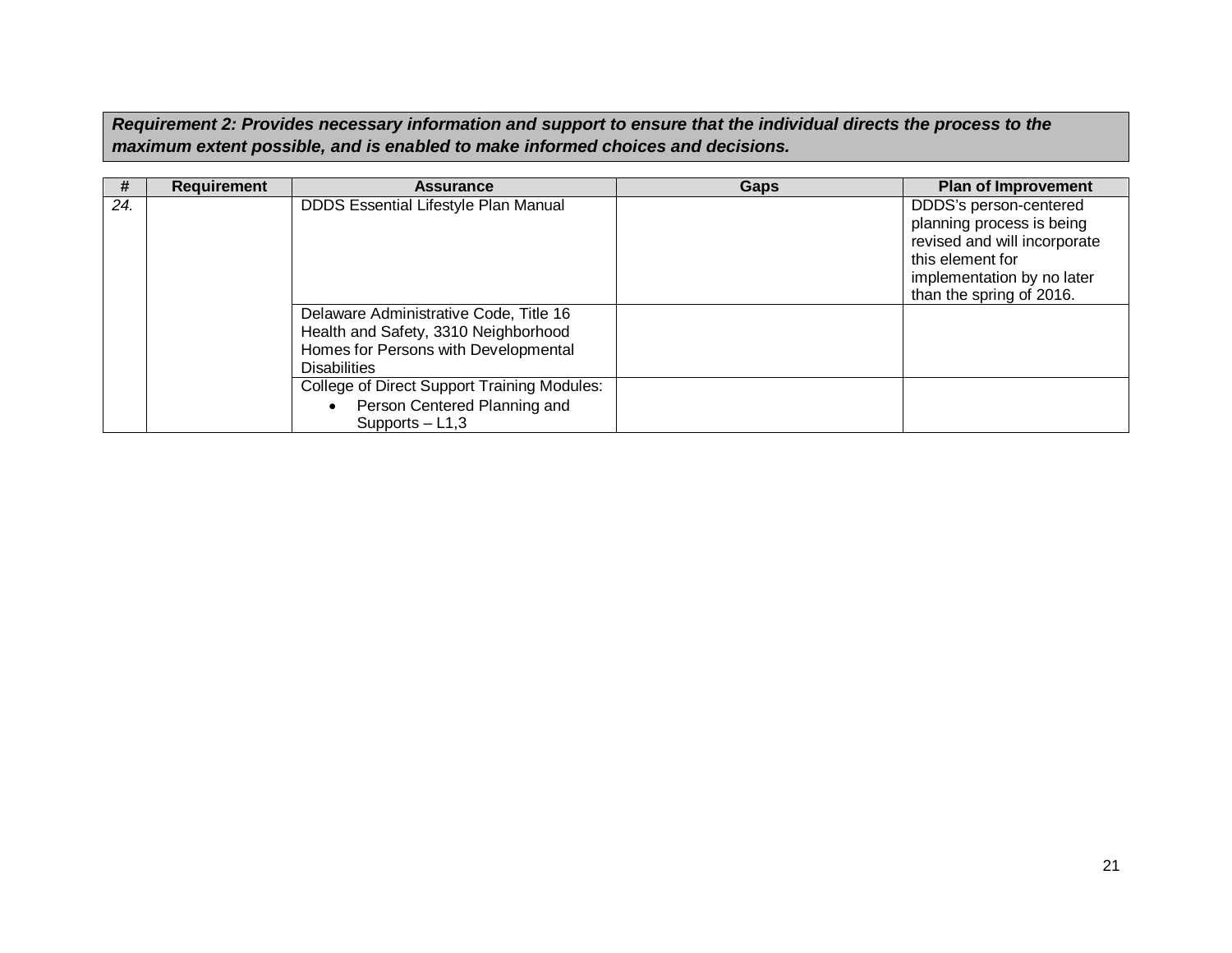***Requirement 2: Provides necessary information and support to ensure that the individual directs the process to the maximum extent possible, and is enabled to make informed choices and decisions.***

| # | Requirement | Assurance | Gaps | Plan of Improvement |
|---|---|---|---|---|
| *24.* | | DDDS Essential Lifestyle Plan Manual | | DDDS's person-centered planning process is being revised and will incorporate this element for implementation by no later than the spring of 2016. |
| | | Delaware Administrative Code, Title 16 Health and Safety, 3310 Neighborhood Homes for Persons with Developmental Disabilities | | |
| | | College of Direct Support Training Modules: <br> • Person Centered Planning and Supports – L1,3 | | |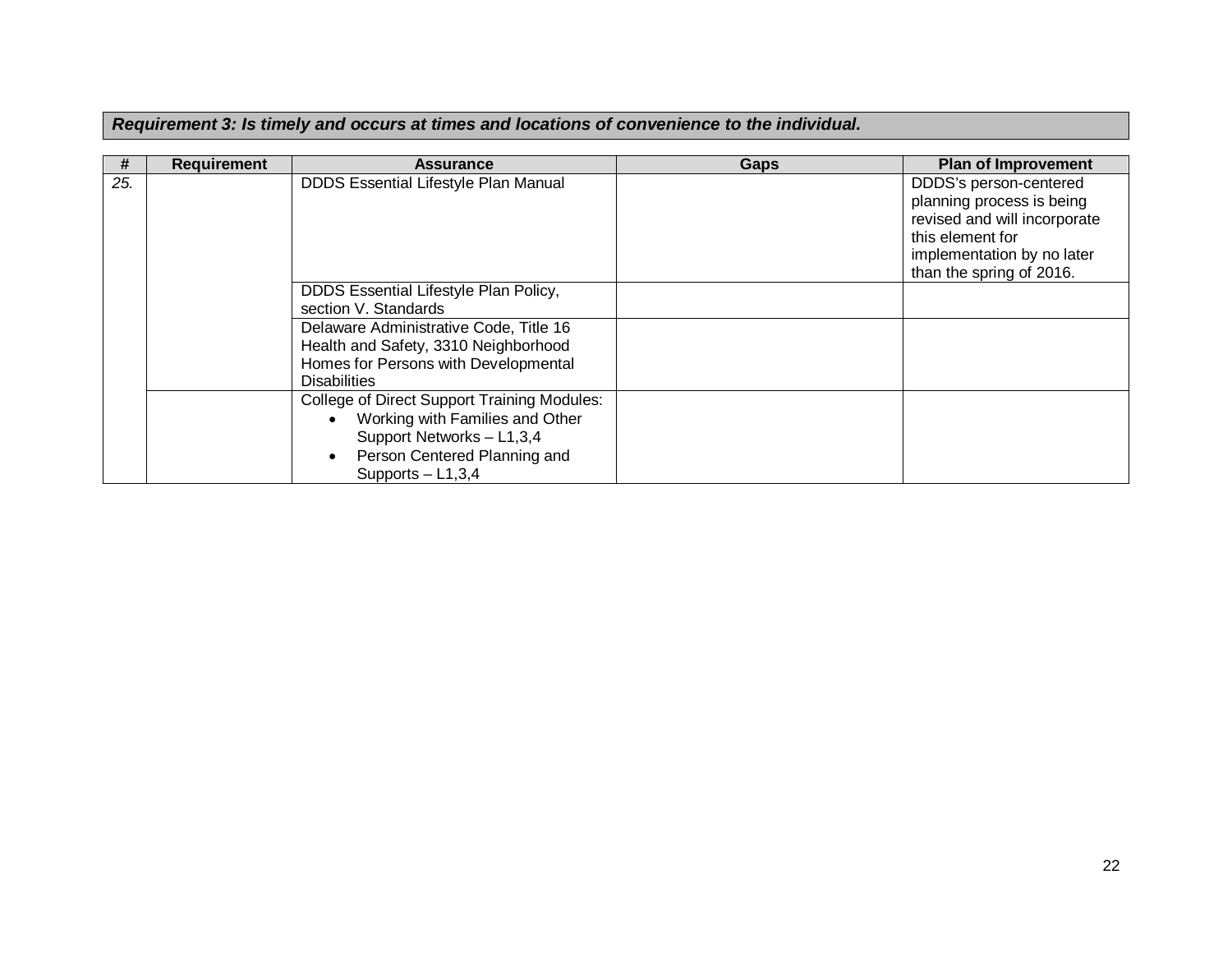***Requirement 3: Is timely and occurs at times and locations of convenience to the individual.***

| # | Requirement | Assurance | Gaps | Plan of Improvement |
|---|---|---|---|---|
| *25.* | | DDDS Essential Lifestyle Plan Manual | | DDDS's person-centered planning process is being revised and will incorporate this element for implementation by no later than the spring of 2016. |
| | | DDDS Essential Lifestyle Plan Policy, section V. Standards | | |
| | | Delaware Administrative Code, Title 16 Health and Safety, 3310 Neighborhood Homes for Persons with Developmental Disabilities | | |
| | | College of Direct Support Training Modules:<br>• Working with Families and Other Support Networks – L1,3,4<br>• Person Centered Planning and Supports – L1,3,4 | | |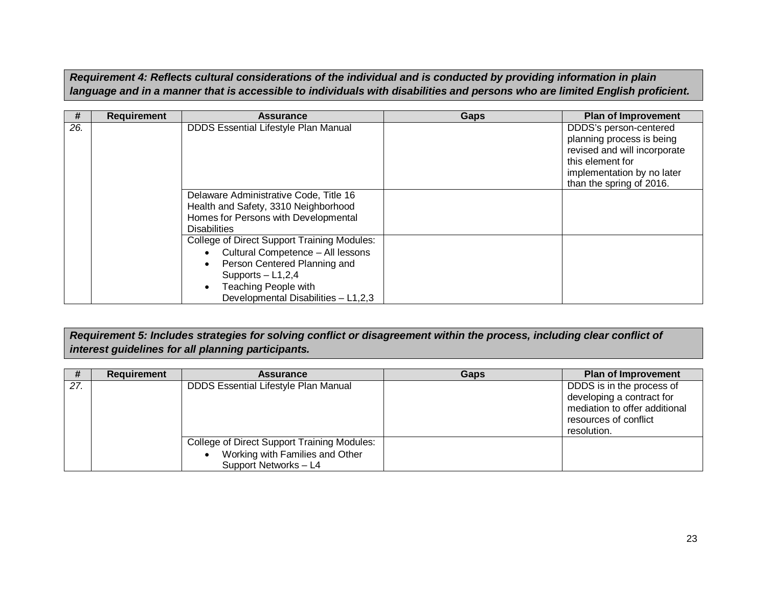***Requirement 4: Reflects cultural considerations of the individual and is conducted by providing information in plain language and in a manner that is accessible to individuals with disabilities and persons who are limited English proficient.***

| # | Requirement | Assurance | Gaps | Plan of Improvement |
|---|---|---|---|---|
| *26.* | | DDDS Essential Lifestyle Plan Manual | | DDDS's person-centered planning process is being revised and will incorporate this element for implementation by no later than the spring of 2016. |
| | | Delaware Administrative Code, Title 16 Health and Safety, 3310 Neighborhood Homes for Persons with Developmental Disabilities | | |
| | | College of Direct Support Training Modules:<br>• Cultural Competence – All lessons<br>• Person Centered Planning and Supports – L1,2,4<br>• Teaching People with Developmental Disabilities – L1,2,3 | | |

***Requirement 5: Includes strategies for solving conflict or disagreement within the process, including clear conflict of interest guidelines for all planning participants.***

| # | Requirement | Assurance | Gaps | Plan of Improvement |
|---|---|---|---|---|
| *27.* | | DDDS Essential Lifestyle Plan Manual | | DDDS is in the process of developing a contract for mediation to offer additional resources of conflict resolution. |
| | | College of Direct Support Training Modules:<br>• Working with Families and Other Support Networks – L4 | | |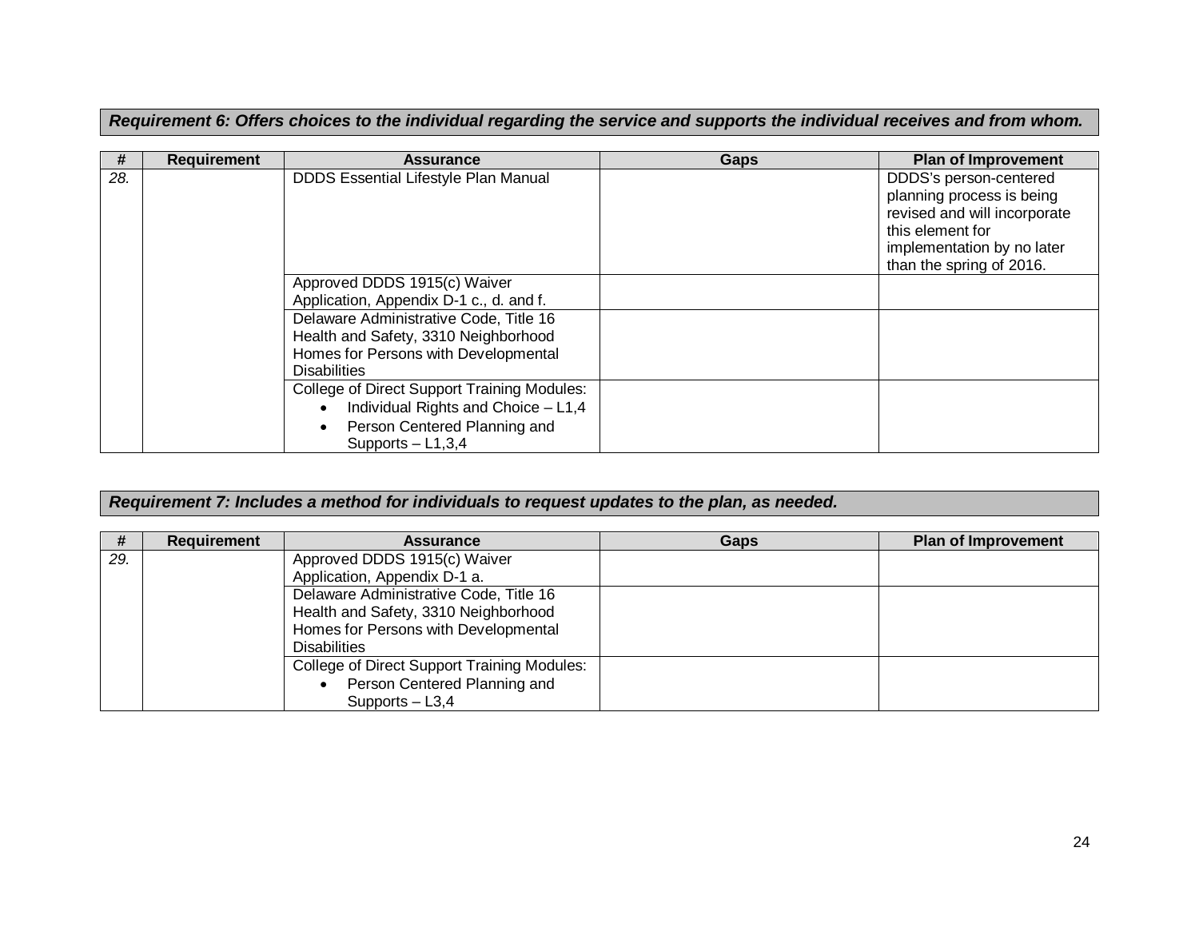### *Requirement 6: Offers choices to the individual regarding the service and supports the individual receives and from whom.*

| # | Requirement | Assurance | Gaps | Plan of Improvement |
|---|---|---|---|---|
| *28.* | | DDDS Essential Lifestyle Plan Manual | | DDDS's person-centered planning process is being revised and will incorporate this element for implementation by no later than the spring of 2016. |
| | | Approved DDDS 1915(c) Waiver Application, Appendix D-1 c., d. and f. | | |
| | | Delaware Administrative Code, Title 16 Health and Safety, 3310 Neighborhood Homes for Persons with Developmental Disabilities | | |
| | | College of Direct Support Training Modules: <br>• Individual Rights and Choice – L1,4 <br>• Person Centered Planning and Supports – L1,3,4 | | |

### *Requirement 7: Includes a method for individuals to request updates to the plan, as needed.*

| # | Requirement | Assurance | Gaps | Plan of Improvement |
|---|---|---|---|---|
| *29.* | | Approved DDDS 1915(c) Waiver Application, Appendix D-1 a. | | |
| | | Delaware Administrative Code, Title 16 Health and Safety, 3310 Neighborhood Homes for Persons with Developmental Disabilities | | |
| | | College of Direct Support Training Modules: <br>• Person Centered Planning and Supports – L3,4 | | |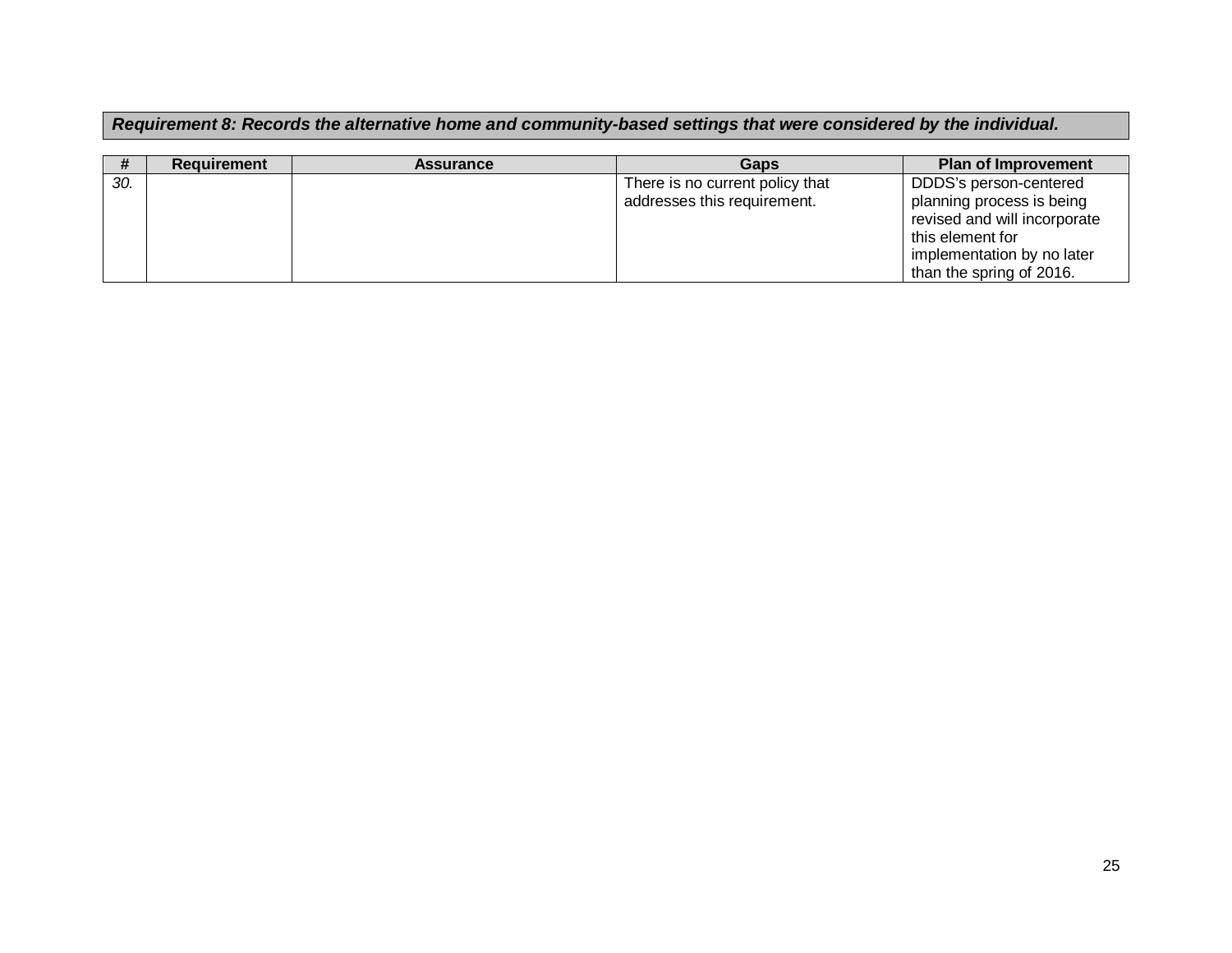| *Requirement 8: Records the alternative home and community-based settings that were considered by the individual.* |
|---|

| # | Requirement | Assurance | Gaps | Plan of Improvement |
|---|---|---|---|---|
| *30.* | | | There is no current policy that addresses this requirement. | DDDS's person-centered planning process is being revised and will incorporate this element for implementation by no later than the spring of 2016. |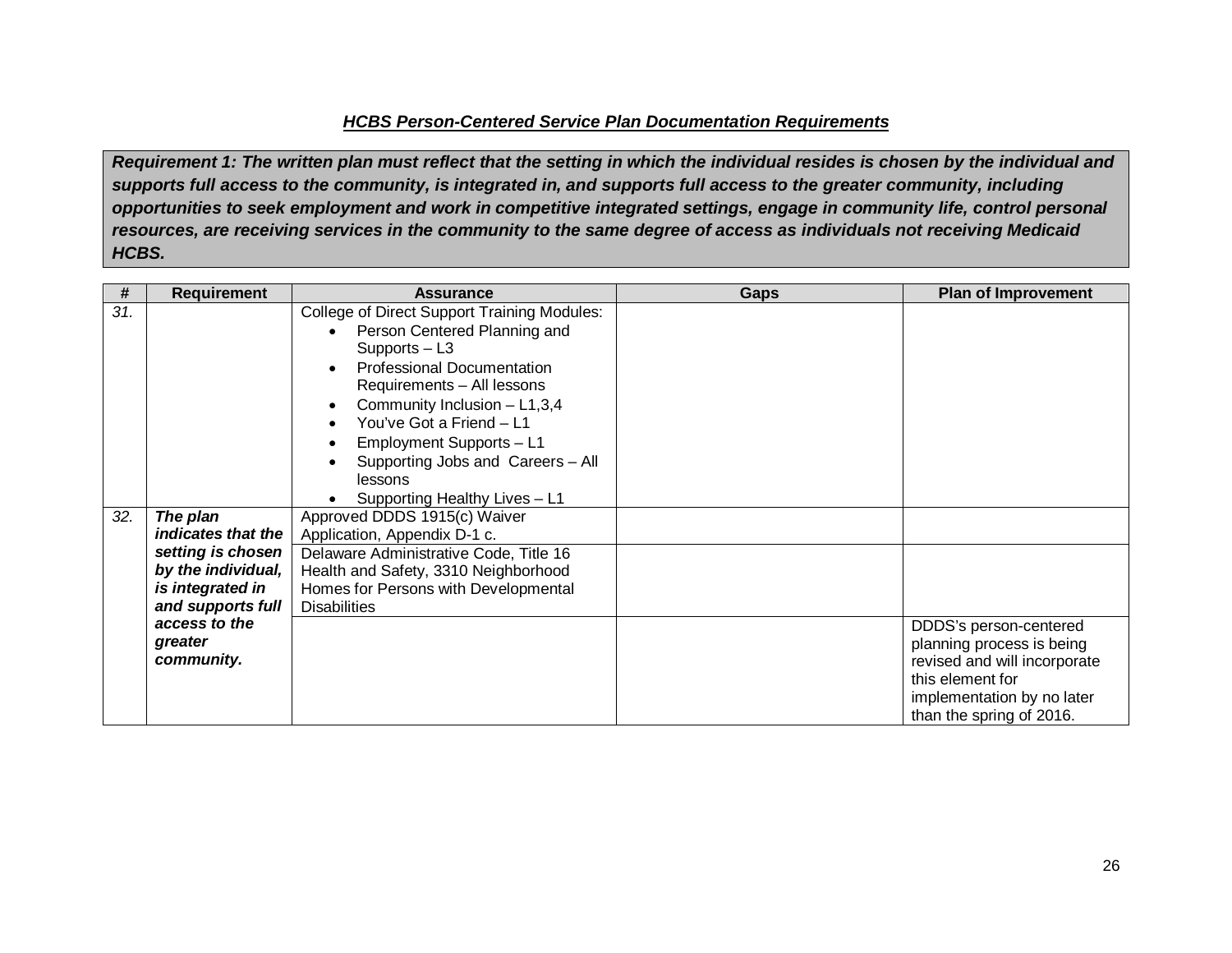### ***HCBS Person-Centered Service Plan Documentation Requirements***

***Requirement 1: The written plan must reflect that the setting in which the individual resides is chosen by the individual and supports full access to the community, is integrated in, and supports full access to the greater community, including opportunities to seek employment and work in competitive integrated settings, engage in community life, control personal resources, are receiving services in the community to the same degree of access as individuals not receiving Medicaid HCBS.***

| # | Requirement | Assurance | Gaps | Plan of Improvement |
|---|---|---|---|---|
| *31.* | | College of Direct Support Training Modules:<br>• Person Centered Planning and Supports – L3<br>• Professional Documentation Requirements – All lessons<br>• Community Inclusion – L1,3,4<br>• You've Got a Friend – L1<br>• Employment Supports – L1<br>• Supporting Jobs and Careers – All lessons<br>• Supporting Healthy Lives – L1 | | |
| *32.* | ***The plan indicates that the setting is chosen by the individual, is integrated in and supports full access to the greater community.*** | Approved DDDS 1915(c) Waiver Application, Appendix D-1 c. | | |
| | | Delaware Administrative Code, Title 16 Health and Safety, 3310 Neighborhood Homes for Persons with Developmental Disabilities | | |
| | | | | DDDS's person-centered planning process is being revised and will incorporate this element for implementation by no later than the spring of 2016. |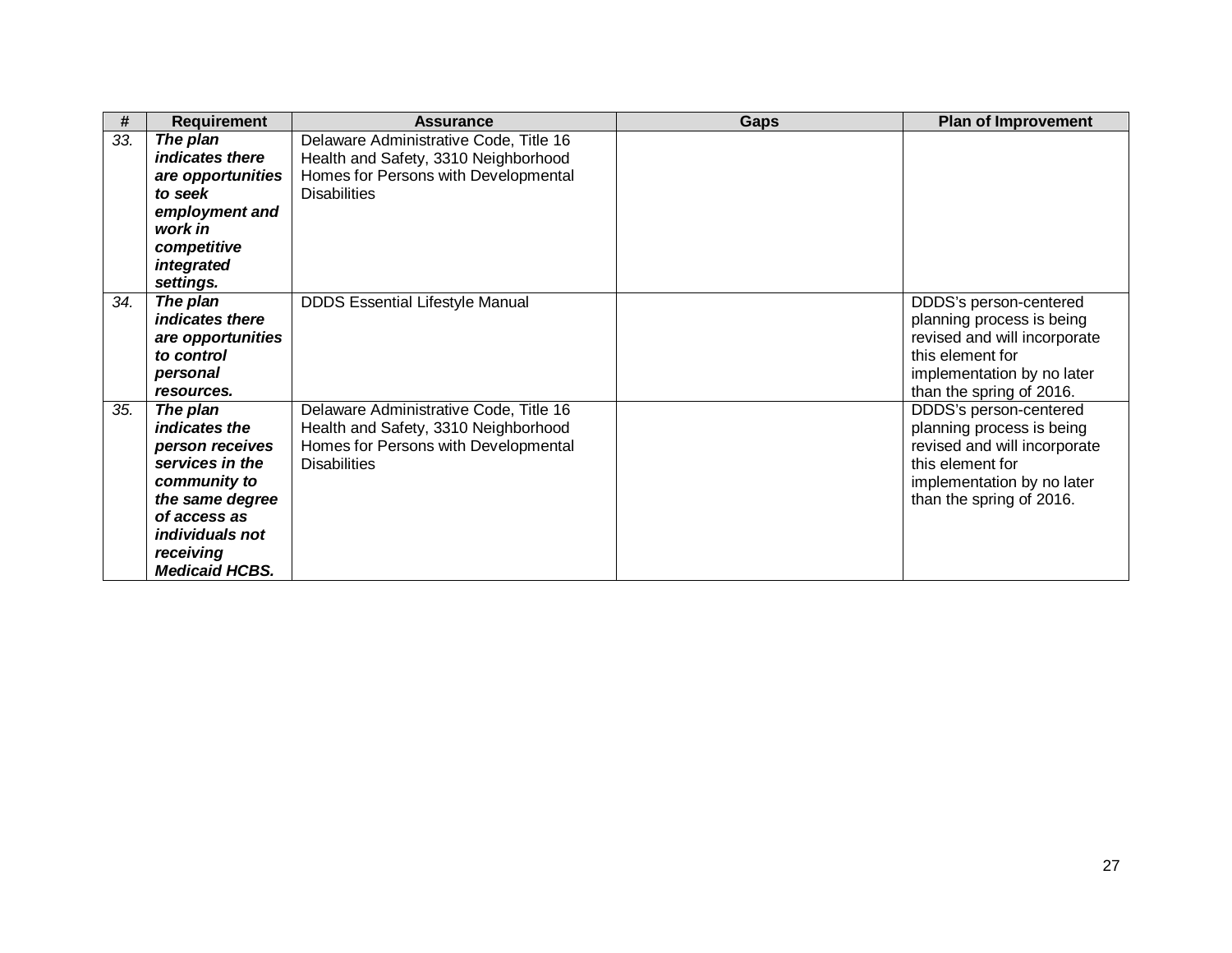| # | Requirement | Assurance | Gaps | Plan of Improvement |
|---|---|---|---|---|
| *33.* | ***The plan indicates there are opportunities to seek employment and work in competitive integrated settings.*** | Delaware Administrative Code, Title 16 Health and Safety, 3310 Neighborhood Homes for Persons with Developmental Disabilities | | |
| *34.* | ***The plan indicates there are opportunities to control personal resources.*** | DDDS Essential Lifestyle Manual | | DDDS's person-centered planning process is being revised and will incorporate this element for implementation by no later than the spring of 2016. |
| *35.* | ***The plan indicates the person receives services in the community to the same degree of access as individuals not receiving Medicaid HCBS.*** | Delaware Administrative Code, Title 16 Health and Safety, 3310 Neighborhood Homes for Persons with Developmental Disabilities | | DDDS's person-centered planning process is being revised and will incorporate this element for implementation by no later than the spring of 2016. |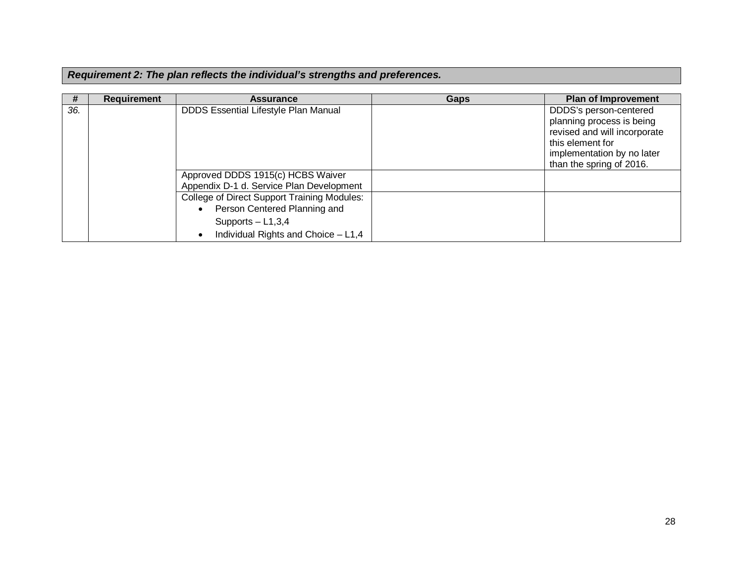***Requirement 2: The plan reflects the individual's strengths and preferences.***

| # | Requirement | Assurance | Gaps | Plan of Improvement |
|---|---|---|---|---|
| *36.* | | DDDS Essential Lifestyle Plan Manual | | DDDS's person-centered planning process is being revised and will incorporate this element for implementation by no later than the spring of 2016. |
| | | Approved DDDS 1915(c) HCBS Waiver Appendix D-1 d. Service Plan Development | | |
| | | College of Direct Support Training Modules:<br>• Person Centered Planning and Supports – L1,3,4<br>• Individual Rights and Choice – L1,4 | | |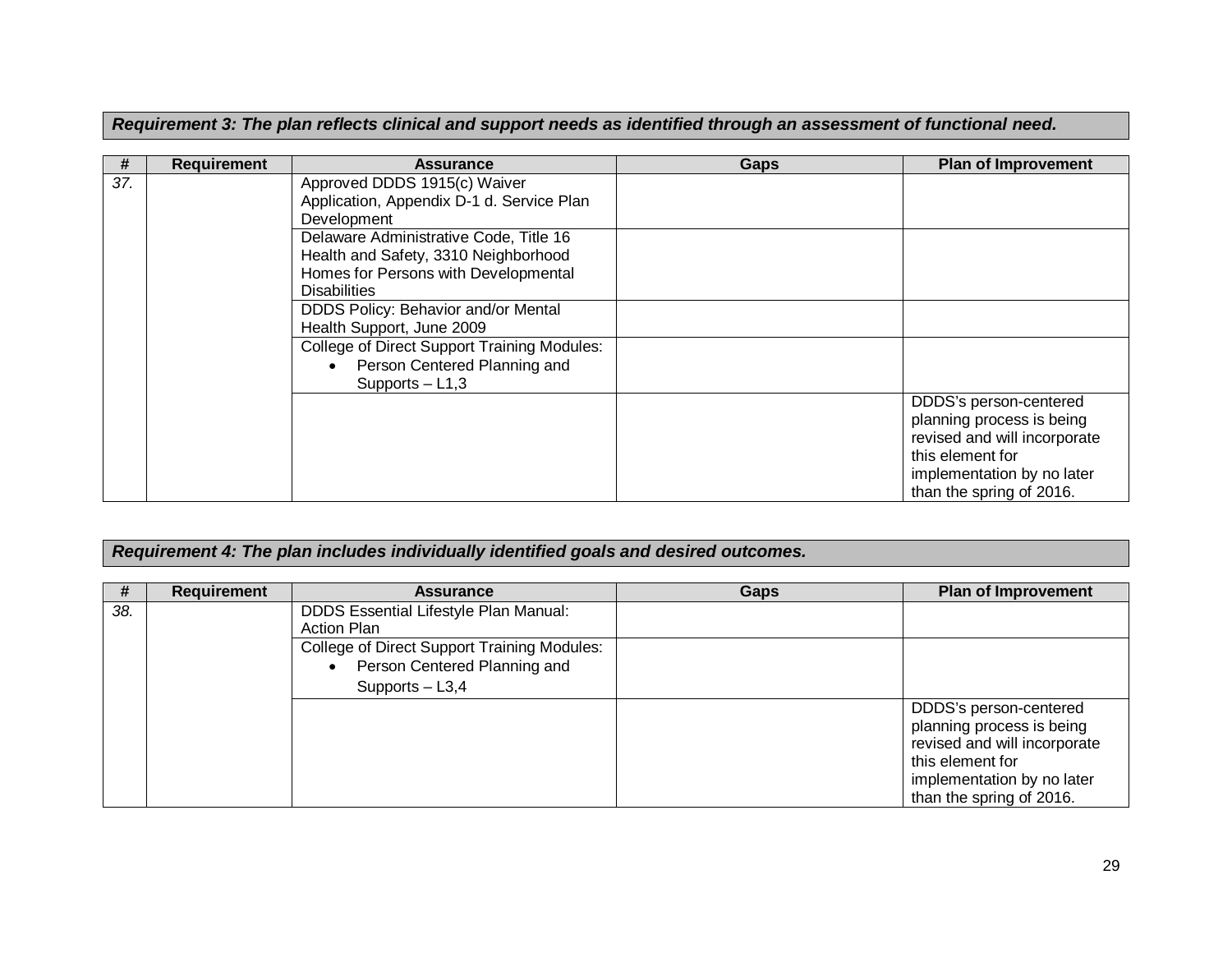***Requirement 3: The plan reflects clinical and support needs as identified through an assessment of functional need.***

| # | Requirement | Assurance | Gaps | Plan of Improvement |
|---|---|---|---|---|
| *37.* | | Approved DDDS 1915(c) Waiver Application, Appendix D-1 d. Service Plan Development | | |
| | | Delaware Administrative Code, Title 16 Health and Safety, 3310 Neighborhood Homes for Persons with Developmental Disabilities | | |
| | | DDDS Policy: Behavior and/or Mental Health Support, June 2009 | | |
| | | College of Direct Support Training Modules: <br>• Person Centered Planning and Supports – L1,3 | | |
| | | | | DDDS's person-centered planning process is being revised and will incorporate this element for implementation by no later than the spring of 2016. |

***Requirement 4: The plan includes individually identified goals and desired outcomes.***

| # | Requirement | Assurance | Gaps | Plan of Improvement |
|---|---|---|---|---|
| *38.* | | DDDS Essential Lifestyle Plan Manual: Action Plan | | |
| | | College of Direct Support Training Modules: <br>• Person Centered Planning and Supports – L3,4 | | |
| | | | | DDDS's person-centered planning process is being revised and will incorporate this element for implementation by no later than the spring of 2016. |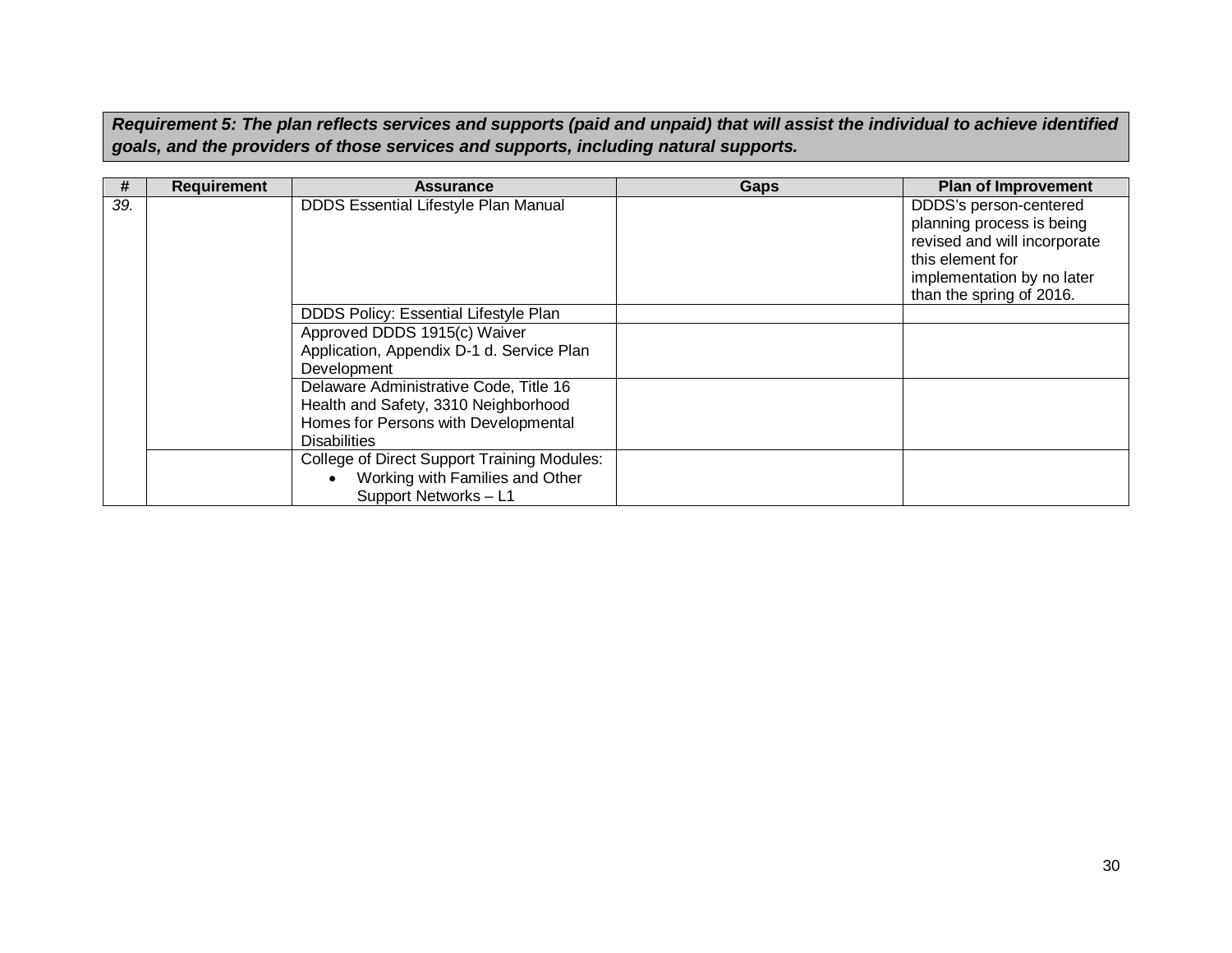***Requirement 5: The plan reflects services and supports (paid and unpaid) that will assist the individual to achieve identified goals, and the providers of those services and supports, including natural supports.***

| # | Requirement | Assurance | Gaps | Plan of Improvement |
|---|---|---|---|---|
| *39.* | | DDDS Essential Lifestyle Plan Manual | | DDDS's person-centered planning process is being revised and will incorporate this element for implementation by no later than the spring of 2016. |
| | | DDDS Policy: Essential Lifestyle Plan | | |
| | | Approved DDDS 1915(c) Waiver Application, Appendix D-1 d. Service Plan Development | | |
| | | Delaware Administrative Code, Title 16 Health and Safety, 3310 Neighborhood Homes for Persons with Developmental Disabilities | | |
| | | College of Direct Support Training Modules:<br>• Working with Families and Other Support Networks – L1 | | |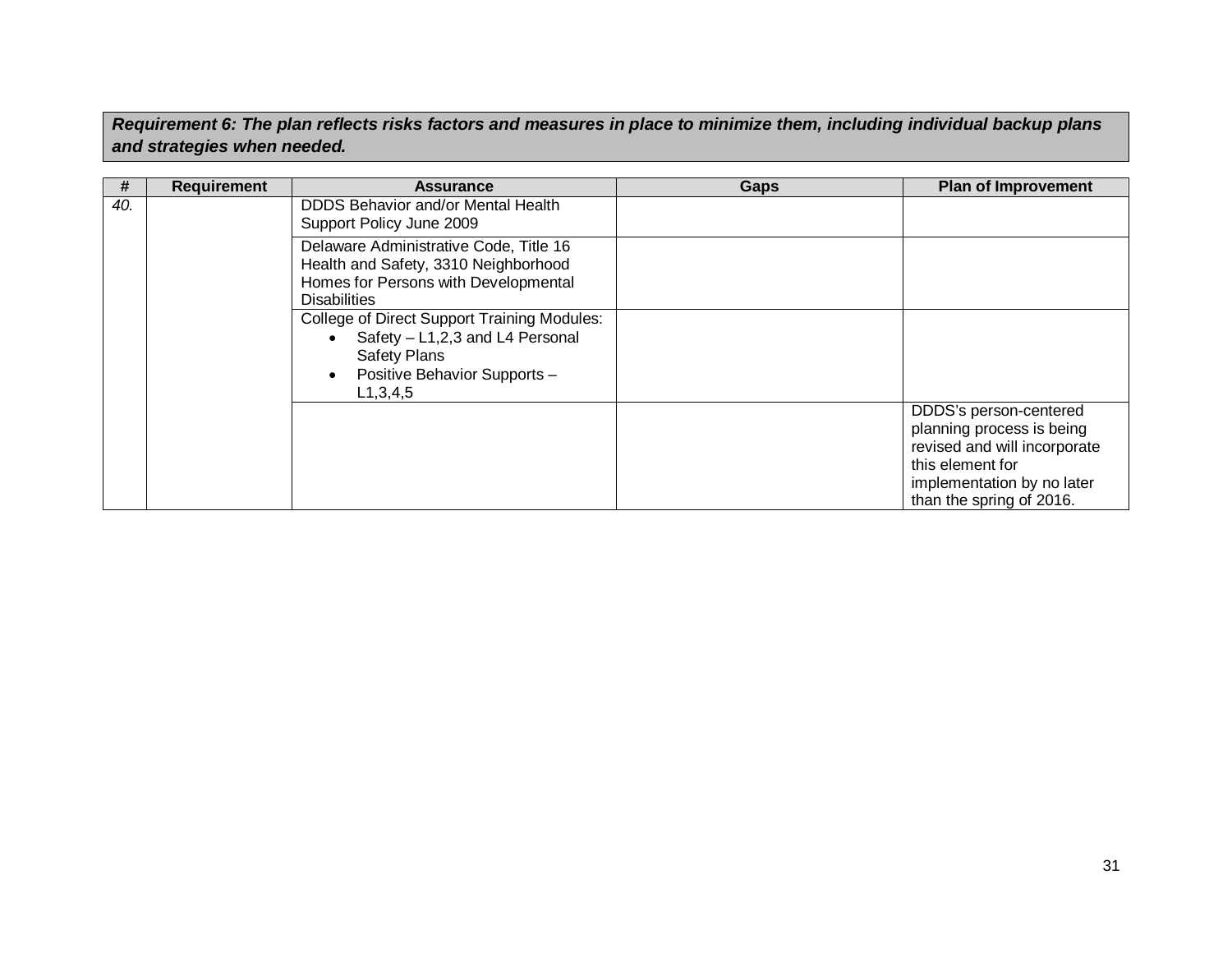***Requirement 6: The plan reflects risks factors and measures in place to minimize them, including individual backup plans and strategies when needed.***

| # | Requirement | Assurance | Gaps | Plan of Improvement |
|---|---|---|---|---|
| *40.* | | DDDS Behavior and/or Mental Health Support Policy June 2009 | | |
| | | Delaware Administrative Code, Title 16 Health and Safety, 3310 Neighborhood Homes for Persons with Developmental Disabilities | | |
| | | College of Direct Support Training Modules: <br>• Safety – L1,2,3 and L4 Personal Safety Plans <br>• Positive Behavior Supports – L1,3,4,5 | | |
| | | | | DDDS's person-centered planning process is being revised and will incorporate this element for implementation by no later than the spring of 2016. |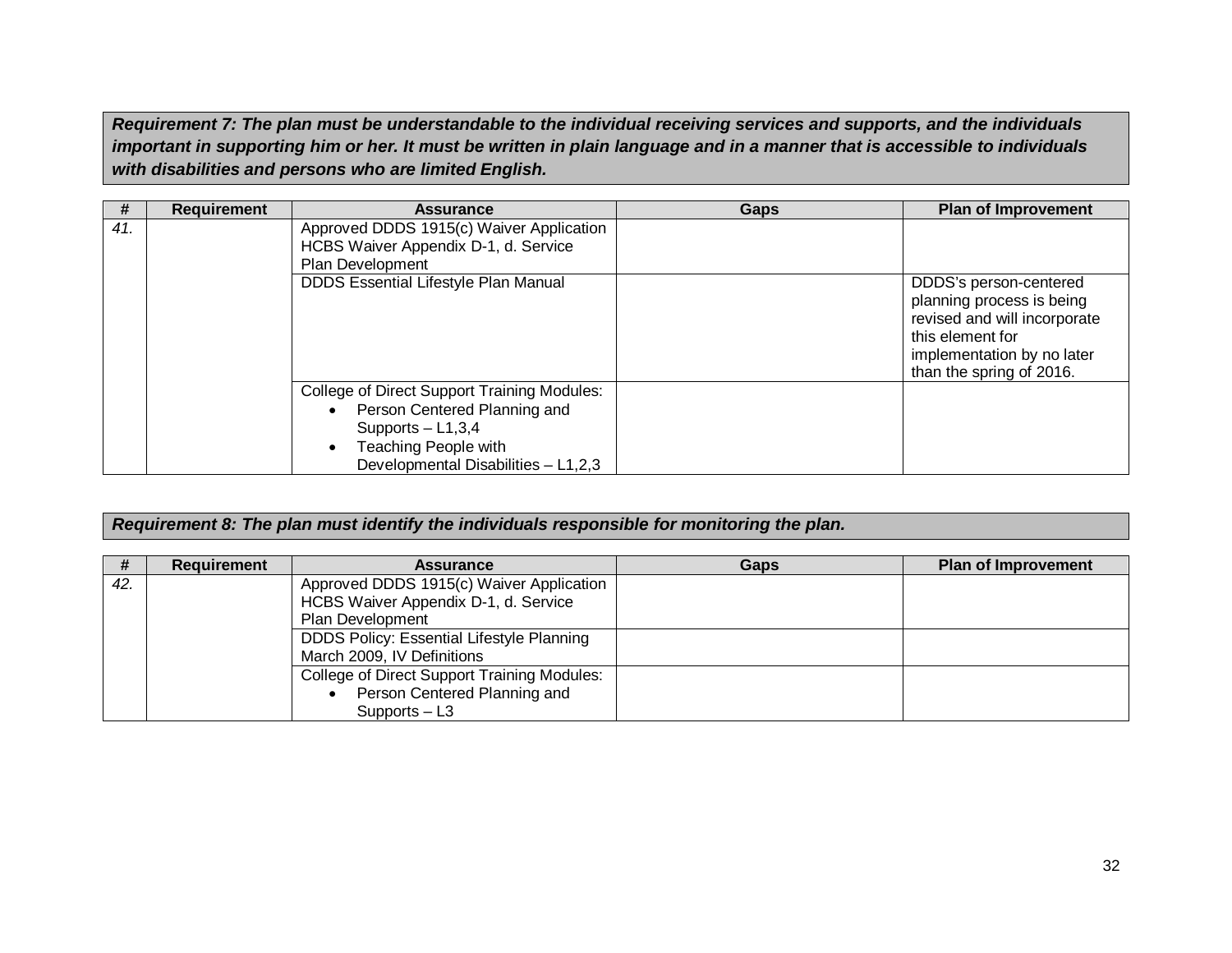***Requirement 7: The plan must be understandable to the individual receiving services and supports, and the individuals important in supporting him or her. It must be written in plain language and in a manner that is accessible to individuals with disabilities and persons who are limited English.***

| # | Requirement | Assurance | Gaps | Plan of Improvement |
|---|---|---|---|---|
| *41.* | | Approved DDDS 1915(c) Waiver Application HCBS Waiver Appendix D-1, d. Service Plan Development | | |
| | | DDDS Essential Lifestyle Plan Manual | | DDDS's person-centered planning process is being revised and will incorporate this element for implementation by no later than the spring of 2016. |
| | | College of Direct Support Training Modules:<br>• Person Centered Planning and Supports – L1,3,4<br>• Teaching People with Developmental Disabilities – L1,2,3 | | |

***Requirement 8: The plan must identify the individuals responsible for monitoring the plan.***

| # | Requirement | Assurance | Gaps | Plan of Improvement |
|---|---|---|---|---|
| *42.* | | Approved DDDS 1915(c) Waiver Application HCBS Waiver Appendix D-1, d. Service Plan Development | | |
| | | DDDS Policy: Essential Lifestyle Planning March 2009, IV Definitions | | |
| | | College of Direct Support Training Modules:<br>• Person Centered Planning and Supports – L3 | | |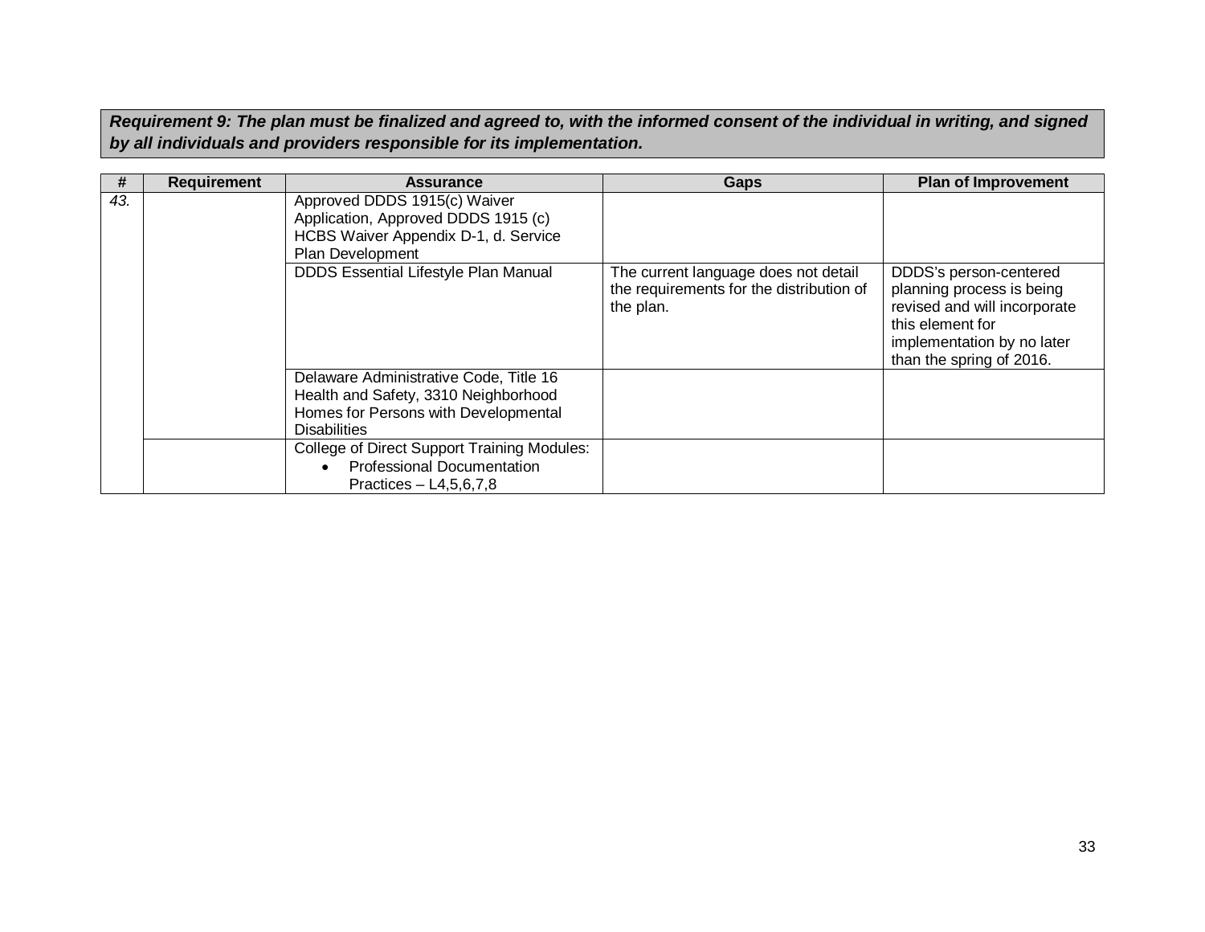***Requirement 9: The plan must be finalized and agreed to, with the informed consent of the individual in writing, and signed by all individuals and providers responsible for its implementation.***

| # | Requirement | Assurance | Gaps | Plan of Improvement |
|---|---|---|---|---|
| *43.* | | Approved DDDS 1915(c) Waiver Application, Approved DDDS 1915 (c) HCBS Waiver Appendix D-1, d. Service Plan Development | | |
| | | DDDS Essential Lifestyle Plan Manual | The current language does not detail the requirements for the distribution of the plan. | DDDS's person-centered planning process is being revised and will incorporate this element for implementation by no later than the spring of 2016. |
| | | Delaware Administrative Code, Title 16 Health and Safety, 3310 Neighborhood Homes for Persons with Developmental Disabilities | | |
| | | College of Direct Support Training Modules: <br>• Professional Documentation Practices – L4,5,6,7,8 | | |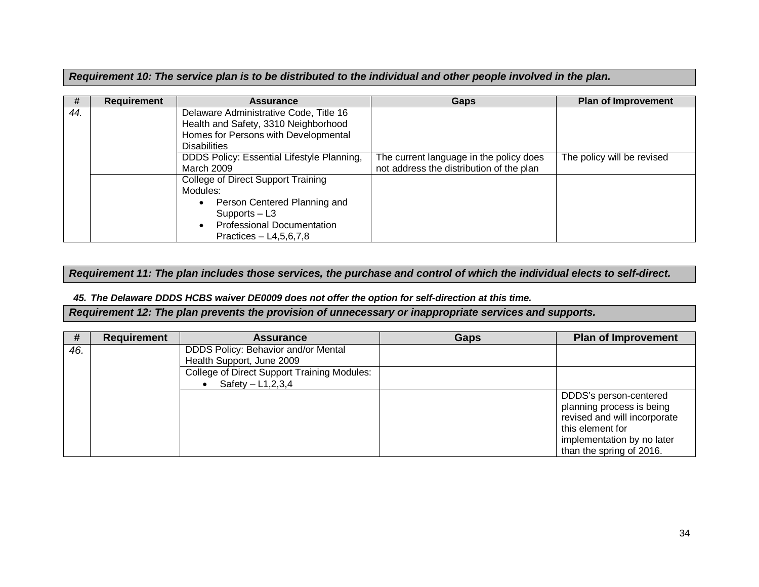***Requirement 10: The service plan is to be distributed to the individual and other people involved in the plan.***

| # | Requirement | Assurance | Gaps | Plan of Improvement |
|---|---|---|---|---|
| *44.* | | Delaware Administrative Code, Title 16 Health and Safety, 3310 Neighborhood Homes for Persons with Developmental Disabilities | | |
| | | DDDS Policy: Essential Lifestyle Planning, March 2009 | The current language in the policy does not address the distribution of the plan | The policy will be revised |
| | | College of Direct Support Training Modules:<br>• Person Centered Planning and Supports – L3<br>• Professional Documentation Practices – L4,5,6,7,8 | | |

***Requirement 11: The plan includes those services, the purchase and control of which the individual elects to self-direct.***

***45. The Delaware DDDS HCBS waiver DE0009 does not offer the option for self-direction at this time.***

***Requirement 12: The plan prevents the provision of unnecessary or inappropriate services and supports.***

| # | Requirement | Assurance | Gaps | Plan of Improvement |
|---|---|---|---|---|
| *46.* | | DDDS Policy: Behavior and/or Mental Health Support, June 2009 | | |
| | | College of Direct Support Training Modules:<br>• Safety – L1,2,3,4 | | |
| | | | | DDDS's person-centered planning process is being revised and will incorporate this element for implementation by no later than the spring of 2016. |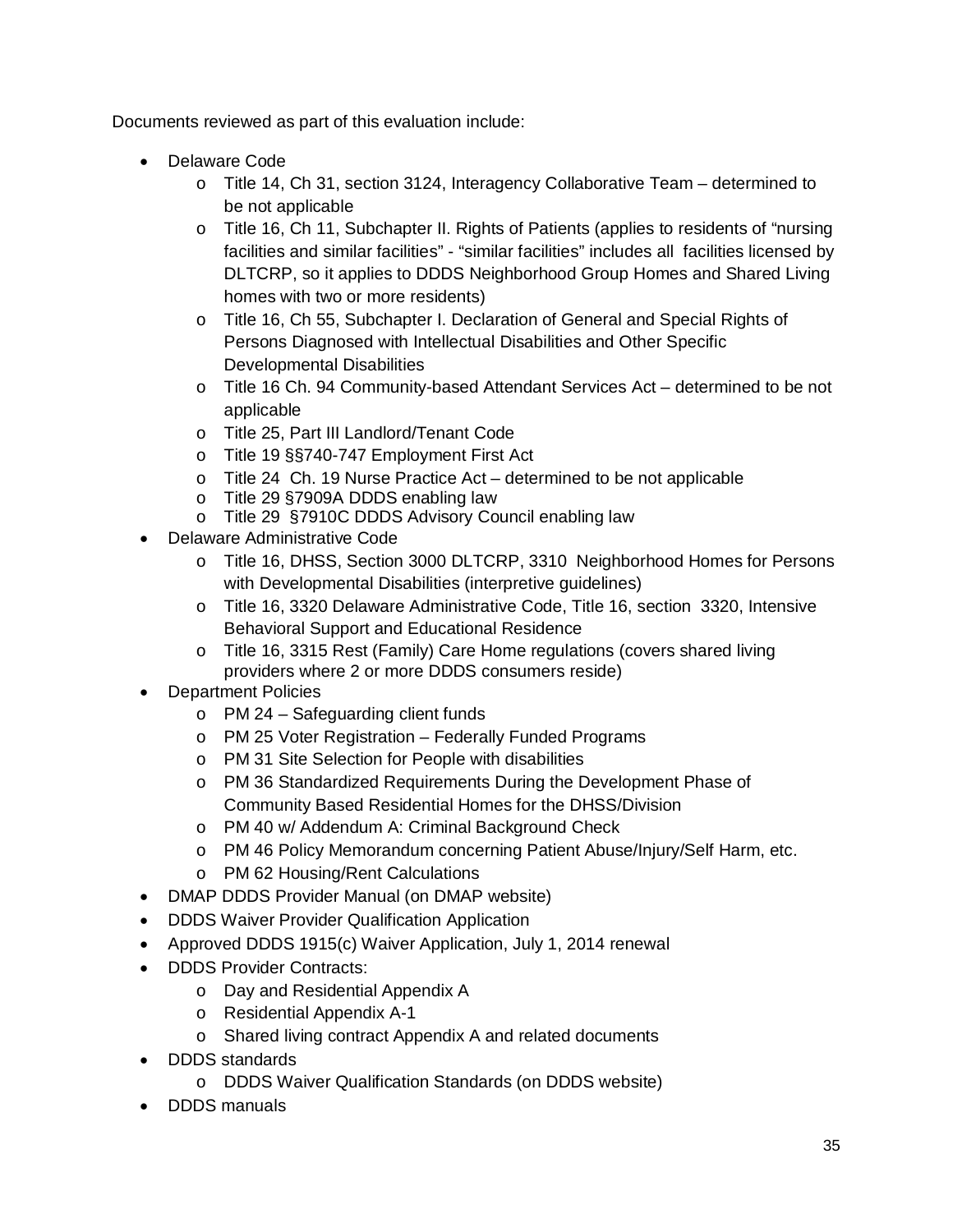Documents reviewed as part of this evaluation include:

- Delaware Code
  - Title 14, Ch 31, section 3124, Interagency Collaborative Team – determined to be not applicable
  - Title 16, Ch 11, Subchapter II. Rights of Patients (applies to residents of "nursing facilities and similar facilities" - "similar facilities" includes all facilities licensed by DLTCRP, so it applies to DDDS Neighborhood Group Homes and Shared Living homes with two or more residents)
  - Title 16, Ch 55, Subchapter I. Declaration of General and Special Rights of Persons Diagnosed with Intellectual Disabilities and Other Specific Developmental Disabilities
  - Title 16 Ch. 94 Community-based Attendant Services Act – determined to be not applicable
  - Title 25, Part III Landlord/Tenant Code
  - Title 19 §§740-747 Employment First Act
  - Title 24 Ch. 19 Nurse Practice Act – determined to be not applicable
  - Title 29 §7909A DDDS enabling law
  - Title 29 §7910C DDDS Advisory Council enabling law
- Delaware Administrative Code
  - Title 16, DHSS, Section 3000 DLTCRP, 3310 Neighborhood Homes for Persons with Developmental Disabilities (interpretive guidelines)
  - Title 16, 3320 Delaware Administrative Code, Title 16, section 3320, Intensive Behavioral Support and Educational Residence
  - Title 16, 3315 Rest (Family) Care Home regulations (covers shared living providers where 2 or more DDDS consumers reside)
- Department Policies
  - PM 24 – Safeguarding client funds
  - PM 25 Voter Registration – Federally Funded Programs
  - PM 31 Site Selection for People with disabilities
  - PM 36 Standardized Requirements During the Development Phase of Community Based Residential Homes for the DHSS/Division
  - PM 40 w/ Addendum A: Criminal Background Check
  - PM 46 Policy Memorandum concerning Patient Abuse/Injury/Self Harm, etc.
  - PM 62 Housing/Rent Calculations
- DMAP DDDS Provider Manual (on DMAP website)
- DDDS Waiver Provider Qualification Application
- Approved DDDS 1915(c) Waiver Application, July 1, 2014 renewal
- DDDS Provider Contracts:
  - Day and Residential Appendix A
  - Residential Appendix A-1
  - Shared living contract Appendix A and related documents
- DDDS standards
  - DDDS Waiver Qualification Standards (on DDDS website)
- DDDS manuals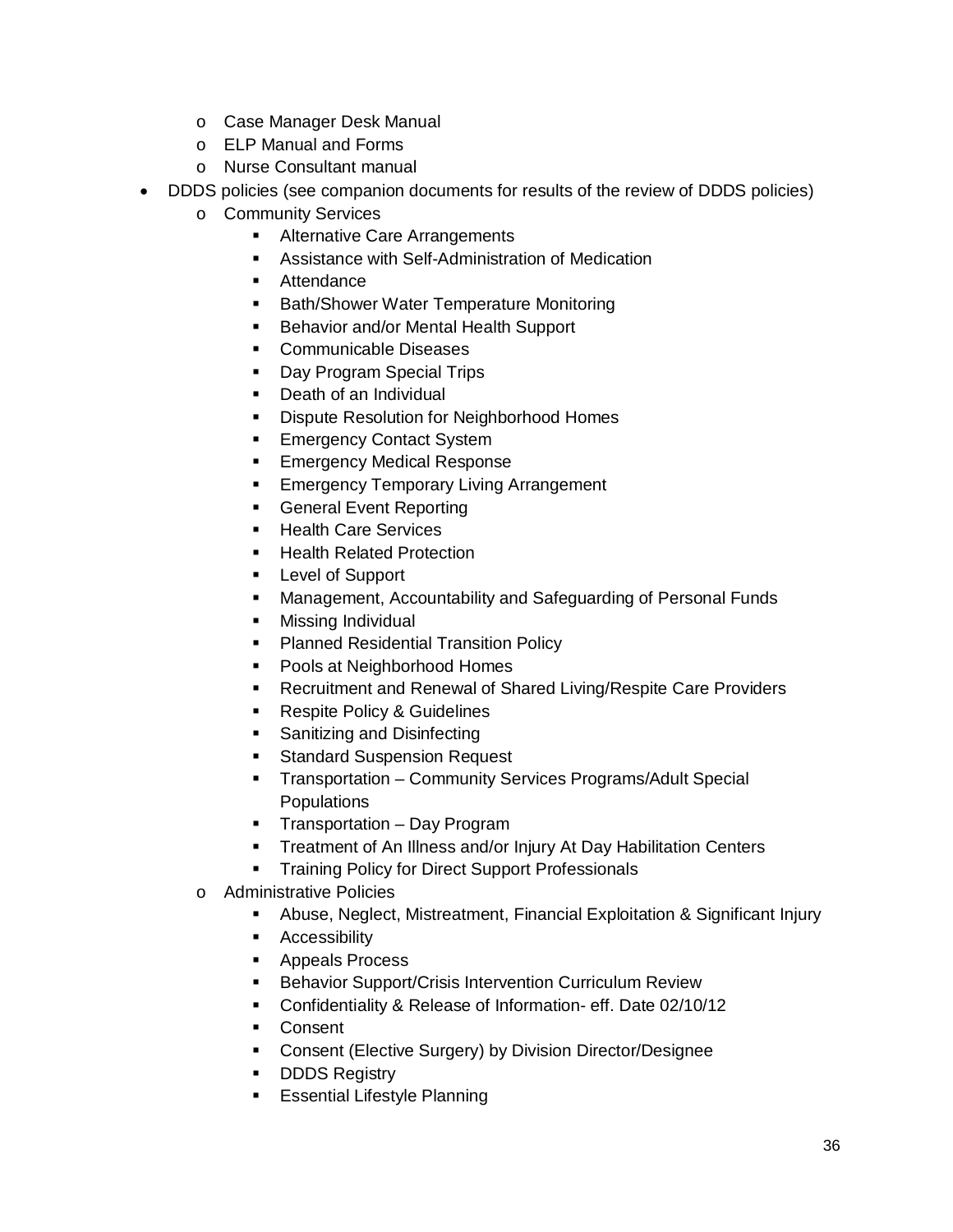- Case Manager Desk Manual
  - ELP Manual and Forms
  - Nurse Consultant manual
- DDDS policies (see companion documents for results of the review of DDDS policies)
  - Community Services
    - Alternative Care Arrangements
    - Assistance with Self-Administration of Medication
    - Attendance
    - Bath/Shower Water Temperature Monitoring
    - Behavior and/or Mental Health Support
    - Communicable Diseases
    - Day Program Special Trips
    - Death of an Individual
    - Dispute Resolution for Neighborhood Homes
    - Emergency Contact System
    - Emergency Medical Response
    - Emergency Temporary Living Arrangement
    - General Event Reporting
    - Health Care Services
    - Health Related Protection
    - Level of Support
    - Management, Accountability and Safeguarding of Personal Funds
    - Missing Individual
    - Planned Residential Transition Policy
    - Pools at Neighborhood Homes
    - Recruitment and Renewal of Shared Living/Respite Care Providers
    - Respite Policy & Guidelines
    - Sanitizing and Disinfecting
    - Standard Suspension Request
    - Transportation – Community Services Programs/Adult Special Populations
    - Transportation – Day Program
    - Treatment of An Illness and/or Injury At Day Habilitation Centers
    - Training Policy for Direct Support Professionals
  - Administrative Policies
    - Abuse, Neglect, Mistreatment, Financial Exploitation & Significant Injury
    - Accessibility
    - Appeals Process
    - Behavior Support/Crisis Intervention Curriculum Review
    - Confidentiality & Release of Information- eff. Date 02/10/12
    - Consent
    - Consent (Elective Surgery) by Division Director/Designee
    - DDDS Registry
    - Essential Lifestyle Planning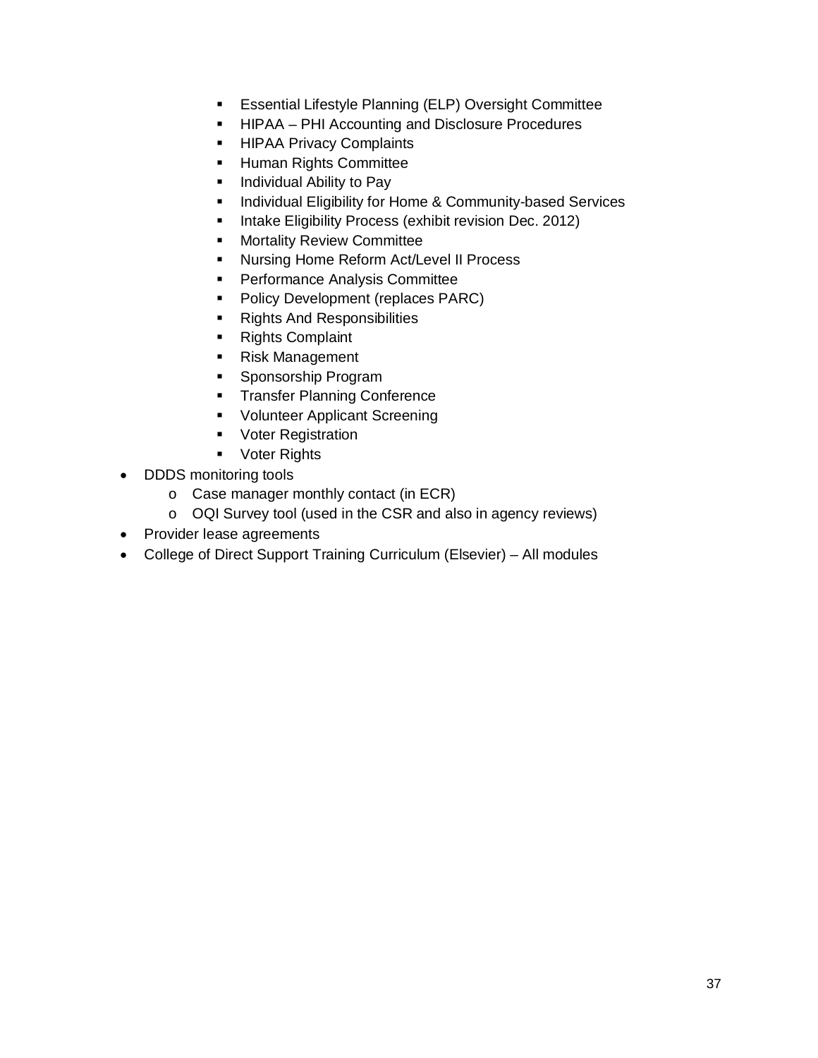- Essential Lifestyle Planning (ELP) Oversight Committee
        - HIPAA – PHI Accounting and Disclosure Procedures
        - HIPAA Privacy Complaints
        - Human Rights Committee
        - Individual Ability to Pay
        - Individual Eligibility for Home & Community-based Services
        - Intake Eligibility Process (exhibit revision Dec. 2012)
        - Mortality Review Committee
        - Nursing Home Reform Act/Level II Process
        - Performance Analysis Committee
        - Policy Development (replaces PARC)
        - Rights And Responsibilities
        - Rights Complaint
        - Risk Management
        - Sponsorship Program
        - Transfer Planning Conference
        - Volunteer Applicant Screening
        - Voter Registration
        - Voter Rights
- DDDS monitoring tools
    - Case manager monthly contact (in ECR)
    - OQI Survey tool (used in the CSR and also in agency reviews)
- Provider lease agreements
- College of Direct Support Training Curriculum (Elsevier) – All modules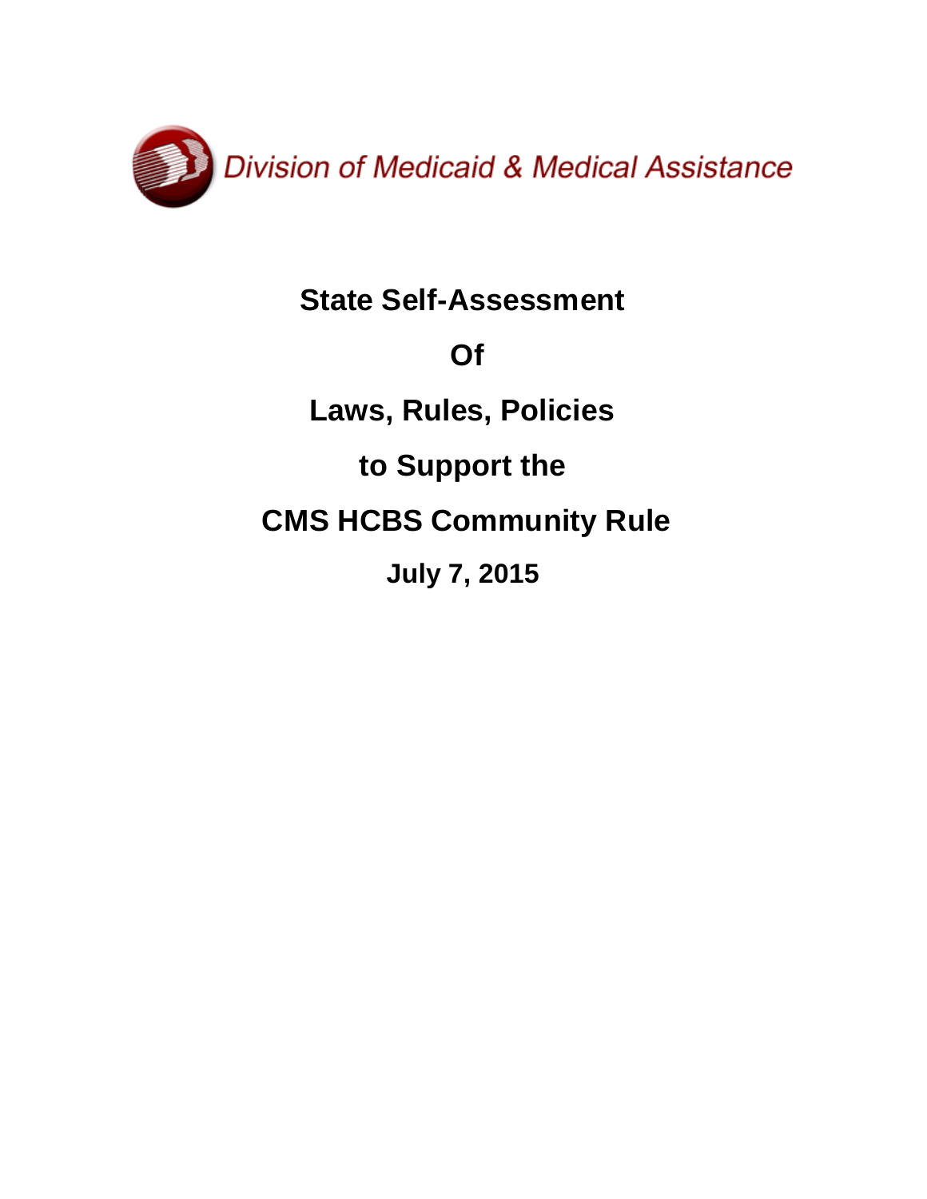Division of Medicaid & Medical Assistance

# State Self-Assessment

# Of

# Laws, Rules, Policies

# to Support the

# CMS HCBS Community Rule

**July 7, 2015**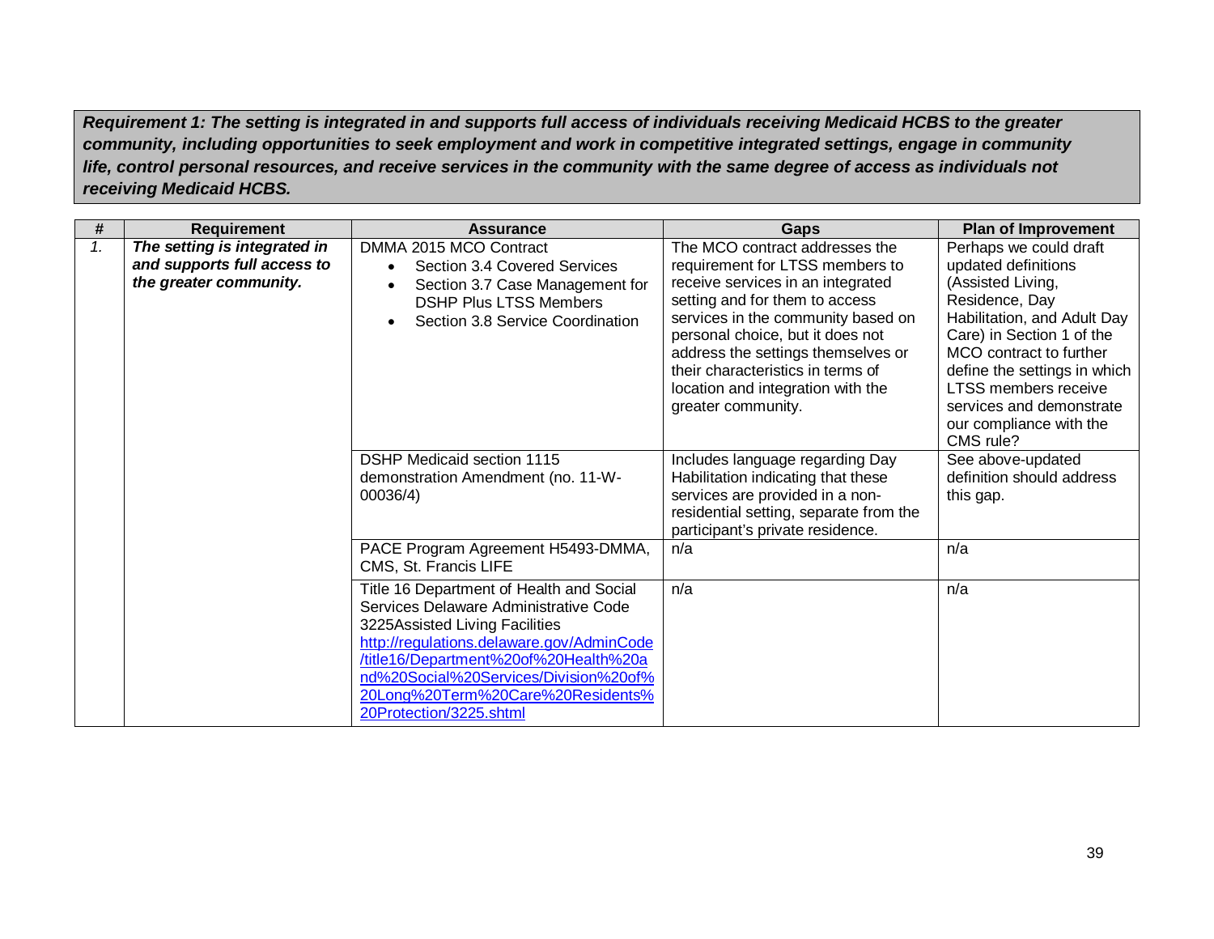***Requirement 1: The setting is integrated in and supports full access of individuals receiving Medicaid HCBS to the greater community, including opportunities to seek employment and work in competitive integrated settings, engage in community life, control personal resources, and receive services in the community with the same degree of access as individuals not receiving Medicaid HCBS.***

| # | Requirement | Assurance | Gaps | Plan of Improvement |
|---|---|---|---|---|
| *1.* | ***The setting is integrated in and supports full access to the greater community.*** | DMMA 2015 MCO Contract<br>• Section 3.4 Covered Services<br>• Section 3.7 Case Management for DSHP Plus LTSS Members<br>• Section 3.8 Service Coordination | The MCO contract addresses the requirement for LTSS members to receive services in an integrated setting and for them to access services in the community based on personal choice, but it does not address the settings themselves or their characteristics in terms of location and integration with the greater community. | Perhaps we could draft updated definitions (Assisted Living, Residence, Day Habilitation, and Adult Day Care) in Section 1 of the MCO contract to further define the settings in which LTSS members receive services and demonstrate our compliance with the CMS rule? |
| | | DSHP Medicaid section 1115 demonstration Amendment (no. 11-W-00036/4) | Includes language regarding Day Habilitation indicating that these services are provided in a non-residential setting, separate from the participant's private residence. | See above-updated definition should address this gap. |
| | | PACE Program Agreement H5493-DMMA, CMS, St. Francis LIFE | n/a | n/a |
| | | Title 16 Department of Health and Social Services Delaware Administrative Code 3225Assisted Living Facilities<br>[http://regulations.delaware.gov/AdminCode/title16/Department%20of%20Health%20and%20Social%20Services/Division%20of%20Long%20Term%20Care%20Residents%20Protection/3225.shtml](http://regulations.delaware.gov/AdminCode/title16/Department%20of%20Health%20and%20Social%20Services/Division%20of%20Long%20Term%20Care%20Residents%20Protection/3225.shtml) | n/a | n/a |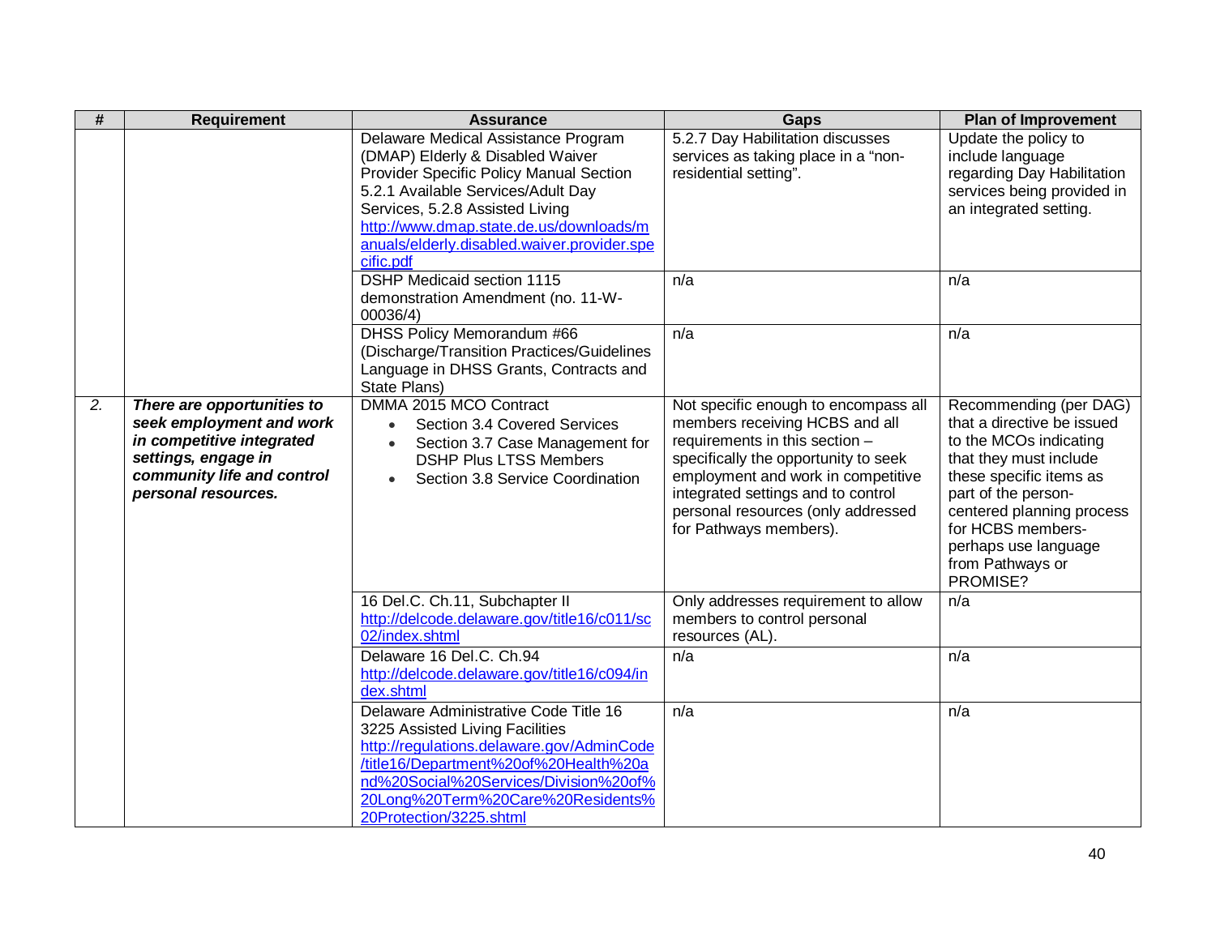| # | Requirement | Assurance | Gaps | Plan of Improvement |
|---|---|---|---|---|
| | | Delaware Medical Assistance Program (DMAP) Elderly & Disabled Waiver Provider Specific Policy Manual Section 5.2.1 Available Services/Adult Day Services, 5.2.8 Assisted Living http://www.dmap.state.de.us/downloads/manuals/elderly.disabled.waiver.provider.specific.pdf | 5.2.7 Day Habilitation discusses services as taking place in a "non-residential setting". | Update the policy to include language regarding Day Habilitation services being provided in an integrated setting. |
| | | DSHP Medicaid section 1115 demonstration Amendment (no. 11-W-00036/4) | n/a | n/a |
| | | DHSS Policy Memorandum #66 (Discharge/Transition Practices/Guidelines Language in DHSS Grants, Contracts and State Plans) | n/a | n/a |
| *2.* | ***There are opportunities to seek employment and work in competitive integrated settings, engage in community life and control personal resources.*** | DMMA 2015 MCO Contract <br>• Section 3.4 Covered Services <br>• Section 3.7 Case Management for DSHP Plus LTSS Members <br>• Section 3.8 Service Coordination | Not specific enough to encompass all members receiving HCBS and all requirements in this section – specifically the opportunity to seek employment and work in competitive integrated settings and to control personal resources (only addressed for Pathways members). | Recommending (per DAG) that a directive be issued to the MCOs indicating that they must include these specific items as part of the person-centered planning process for HCBS members- perhaps use language from Pathways or PROMISE? |
| | | 16 Del.C. Ch.11, Subchapter II http://delcode.delaware.gov/title16/c011/sc02/index.shtml | Only addresses requirement to allow members to control personal resources (AL). | n/a |
| | | Delaware 16 Del.C. Ch.94 http://delcode.delaware.gov/title16/c094/index.shtml | n/a | n/a |
| | | Delaware Administrative Code Title 16 3225 Assisted Living Facilities http://regulations.delaware.gov/AdminCode/title16/Department%20of%20Health%20and%20Social%20Services/Division%20of%20Long%20Term%20Care%20Residents%20Protection/3225.shtml | n/a | n/a |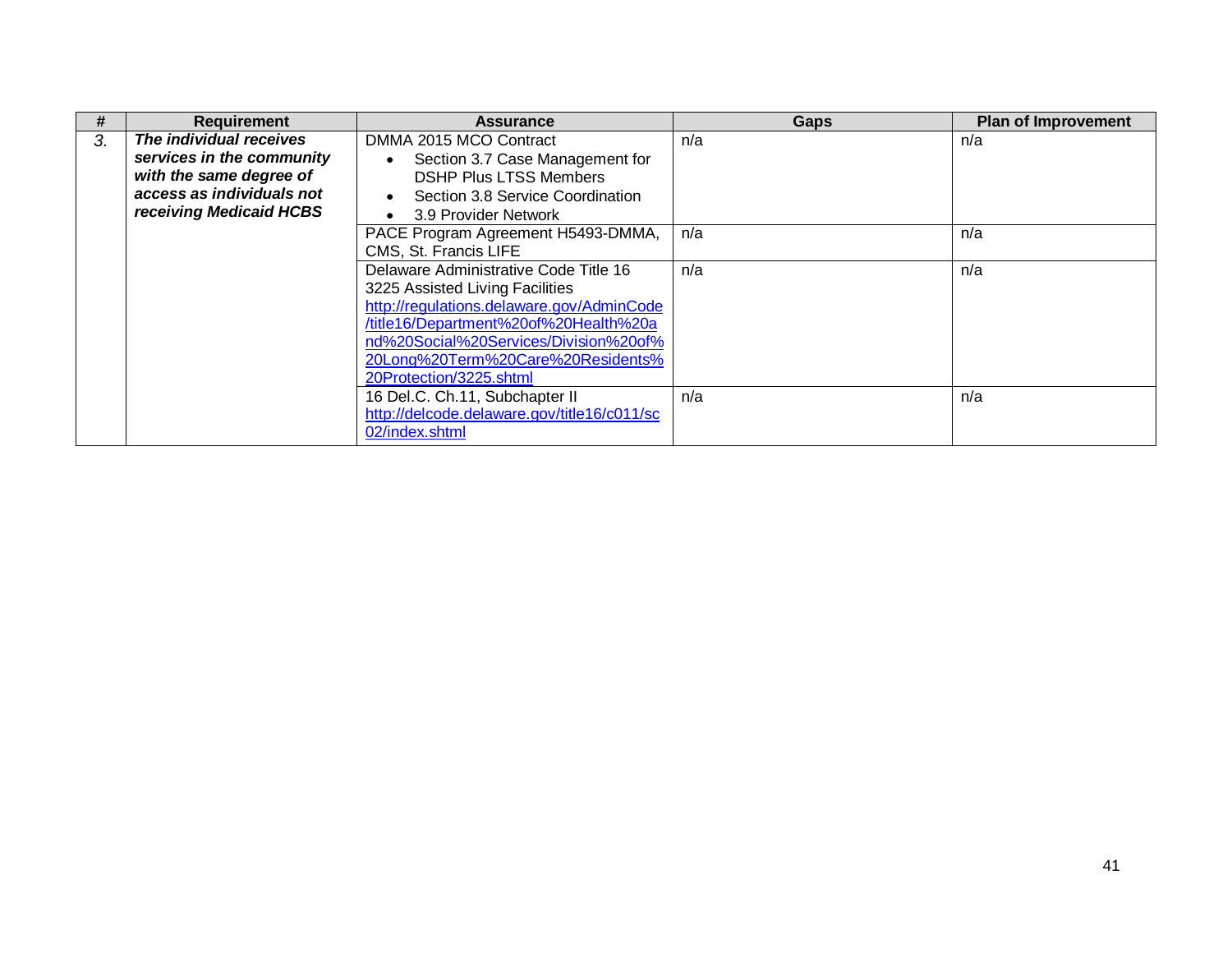| # | Requirement | Assurance | Gaps | Plan of Improvement |
|---|---|---|---|---|
| *3.* | ***The individual receives services in the community with the same degree of access as individuals not receiving Medicaid HCBS*** | DMMA 2015 MCO Contract<br>• Section 3.7 Case Management for DSHP Plus LTSS Members<br>• Section 3.8 Service Coordination<br>• 3.9 Provider Network | n/a | n/a |
| | | PACE Program Agreement H5493-DMMA, CMS, St. Francis LIFE | n/a | n/a |
| | | Delaware Administrative Code Title 16 3225 Assisted Living Facilities http://regulations.delaware.gov/AdminCode/title16/Department%20of%20Health%20and%20Social%20Services/Division%20of%20Long%20Term%20Care%20Residents%20Protection/3225.shtml | n/a | n/a |
| | | 16 Del.C. Ch.11, Subchapter II http://delcode.delaware.gov/title16/c011/sc02/index.shtml | n/a | n/a |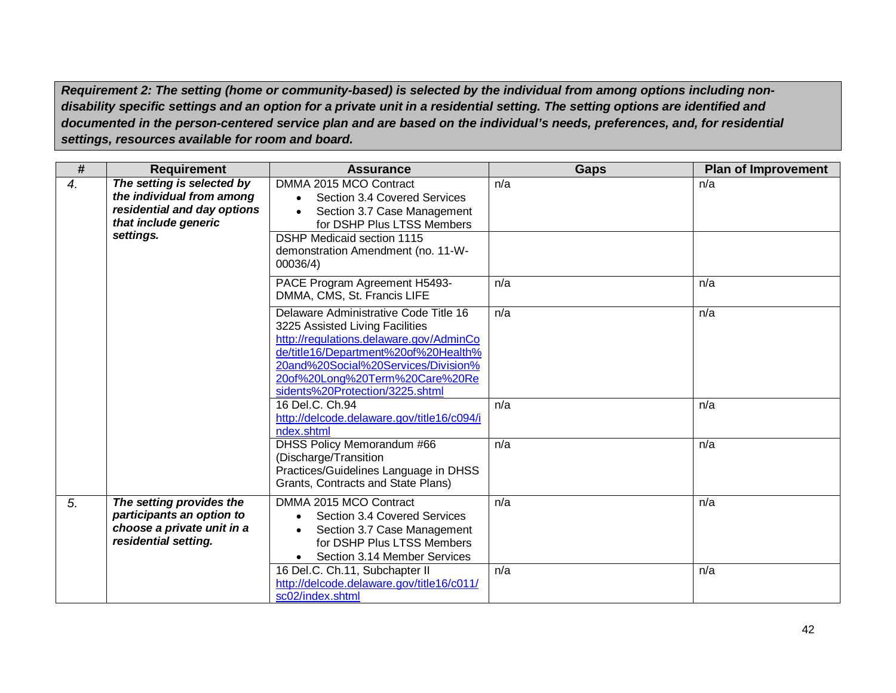***Requirement 2: The setting (home or community-based) is selected by the individual from among options including non-disability specific settings and an option for a private unit in a residential setting. The setting options are identified and documented in the person-centered service plan and are based on the individual's needs, preferences, and, for residential settings, resources available for room and board.***

| # | Requirement | Assurance | Gaps | Plan of Improvement |
|---|---|---|---|---|
| *4.* | ***The setting is selected by the individual from among residential and day options that include generic settings.*** | DMMA 2015 MCO Contract<br>• Section 3.4 Covered Services<br>• Section 3.7 Case Management for DSHP Plus LTSS Members | n/a | n/a |
| | | DSHP Medicaid section 1115 demonstration Amendment (no. 11-W-00036/4) | | |
| | | PACE Program Agreement H5493-DMMA, CMS, St. Francis LIFE | n/a | n/a |
| | | Delaware Administrative Code Title 16 3225 Assisted Living Facilities http://regulations.delaware.gov/AdminCode/title16/Department%20of%20Health%20and%20Social%20Services/Division%20of%20Long%20Term%20Care%20Residents%20Protection/3225.shtml | n/a | n/a |
| | | 16 Del.C. Ch.94 http://delcode.delaware.gov/title16/c094/index.shtml | n/a | n/a |
| | | DHSS Policy Memorandum #66 (Discharge/Transition Practices/Guidelines Language in DHSS Grants, Contracts and State Plans) | n/a | n/a |
| *5.* | ***The setting provides the participants an option to choose a private unit in a residential setting.*** | DMMA 2015 MCO Contract<br>• Section 3.4 Covered Services<br>• Section 3.7 Case Management for DSHP Plus LTSS Members<br>• Section 3.14 Member Services | n/a | n/a |
| | | 16 Del.C. Ch.11, Subchapter II http://delcode.delaware.gov/title16/c011/sc02/index.shtml | n/a | n/a |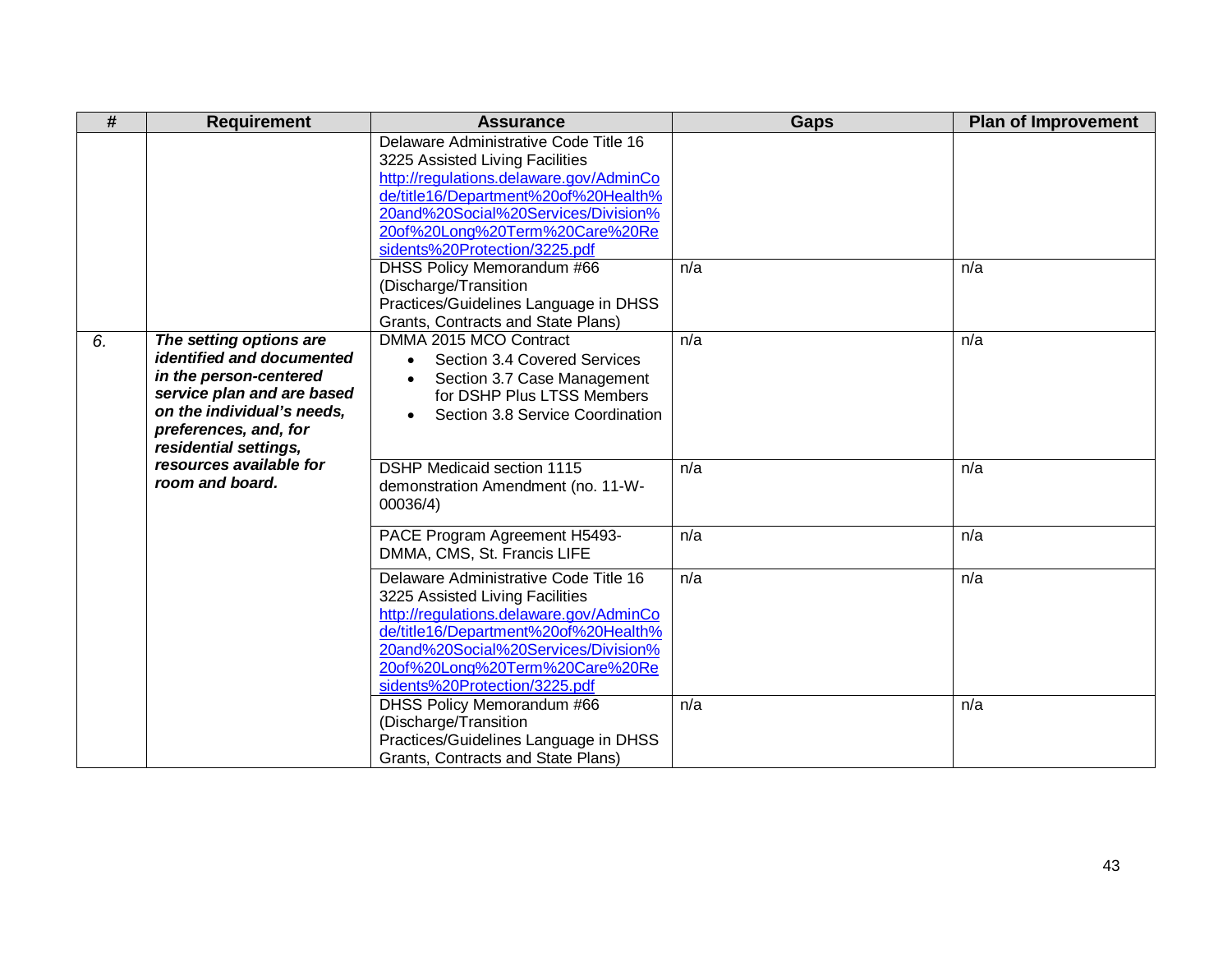| # | Requirement | Assurance | Gaps | Plan of Improvement |
|---|---|---|---|---|
| | | Delaware Administrative Code Title 16 3225 Assisted Living Facilities http://regulations.delaware.gov/AdminCode/title16/Department%20of%20Health%20and%20Social%20Services/Division%20of%20Long%20Term%20Care%20Residents%20Protection/3225.pdf | | |
| | | DHSS Policy Memorandum #66 (Discharge/Transition Practices/Guidelines Language in DHSS Grants, Contracts and State Plans) | n/a | n/a |
| *6.* | ***The setting options are identified and documented in the person-centered service plan and are based on the individual's needs, preferences, and, for residential settings, resources available for room and board.*** | DMMA 2015 MCO Contract<br>• Section 3.4 Covered Services<br>• Section 3.7 Case Management for DSHP Plus LTSS Members<br>• Section 3.8 Service Coordination | n/a | n/a |
| | | DSHP Medicaid section 1115 demonstration Amendment (no. 11-W-00036/4) | n/a | n/a |
| | | PACE Program Agreement H5493-DMMA, CMS, St. Francis LIFE | n/a | n/a |
| | | Delaware Administrative Code Title 16 3225 Assisted Living Facilities http://regulations.delaware.gov/AdminCode/title16/Department%20of%20Health%20and%20Social%20Services/Division%20of%20Long%20Term%20Care%20Residents%20Protection/3225.pdf | n/a | n/a |
| | | DHSS Policy Memorandum #66 (Discharge/Transition Practices/Guidelines Language in DHSS Grants, Contracts and State Plans) | n/a | n/a |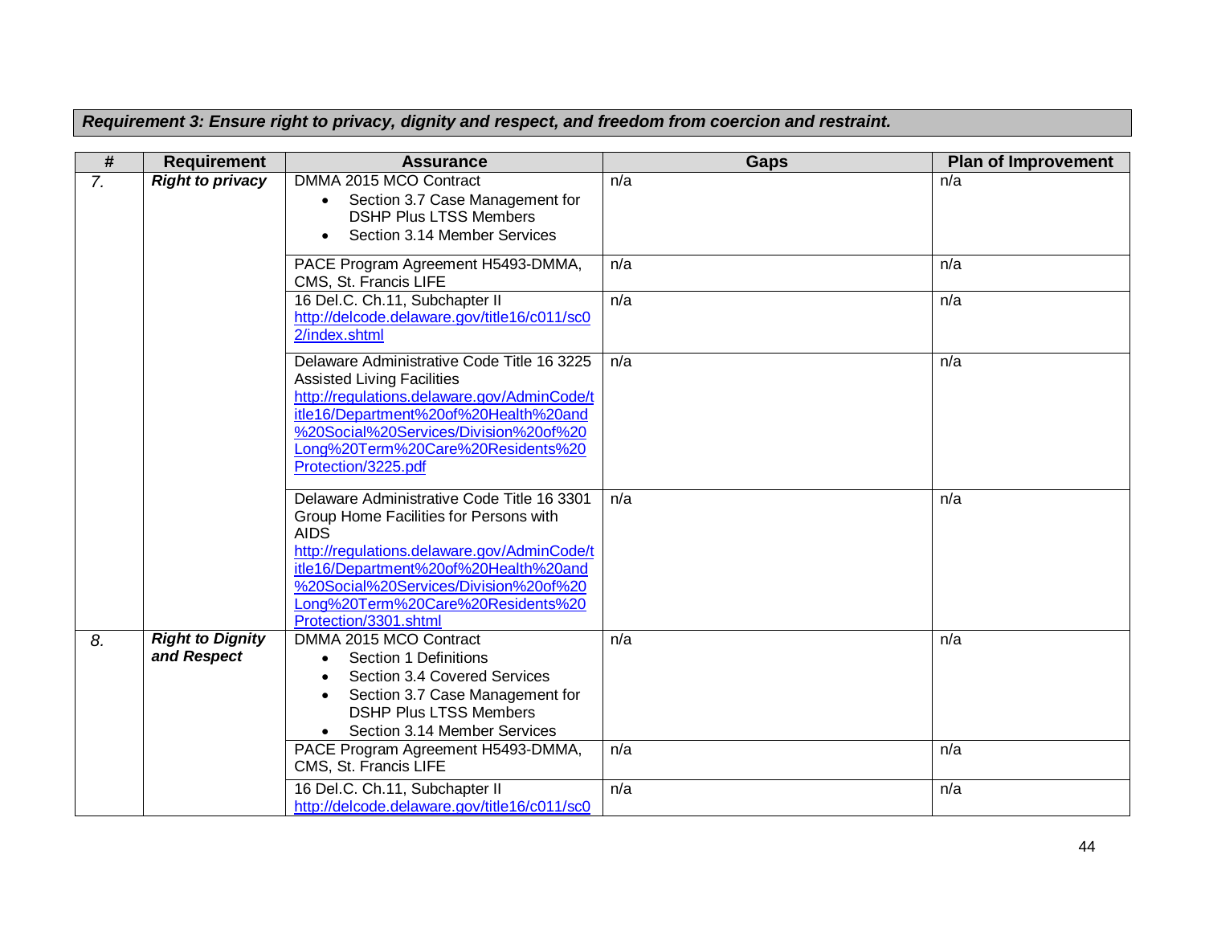***Requirement 3: Ensure right to privacy, dignity and respect, and freedom from coercion and restraint.***

| # | Requirement | Assurance | Gaps | Plan of Improvement |
|---|---|---|---|---|
| *7.* | ***Right to privacy*** | DMMA 2015 MCO Contract<br>• Section 3.7 Case Management for DSHP Plus LTSS Members<br>• Section 3.14 Member Services | n/a | n/a |
| | | PACE Program Agreement H5493-DMMA, CMS, St. Francis LIFE | n/a | n/a |
| | | 16 Del.C. Ch.11, Subchapter II http://delcode.delaware.gov/title16/c011/sc02/index.shtml | n/a | n/a |
| | | Delaware Administrative Code Title 16 3225 Assisted Living Facilities http://regulations.delaware.gov/AdminCode/title16/Department%20of%20Health%20and%20Social%20Services/Division%20of%20Long%20Term%20Care%20Residents%20Protection/3225.pdf | n/a | n/a |
| | | Delaware Administrative Code Title 16 3301 Group Home Facilities for Persons with AIDS http://regulations.delaware.gov/AdminCode/title16/Department%20of%20Health%20and%20Social%20Services/Division%20of%20Long%20Term%20Care%20Residents%20Protection/3301.shtml | n/a | n/a |
| *8.* | ***Right to Dignity and Respect*** | DMMA 2015 MCO Contract<br>• Section 1 Definitions<br>• Section 3.4 Covered Services<br>• Section 3.7 Case Management for DSHP Plus LTSS Members<br>• Section 3.14 Member Services | n/a | n/a |
| | | PACE Program Agreement H5493-DMMA, CMS, St. Francis LIFE | n/a | n/a |
| | | 16 Del.C. Ch.11, Subchapter II http://delcode.delaware.gov/title16/c011/sc0 | n/a | n/a |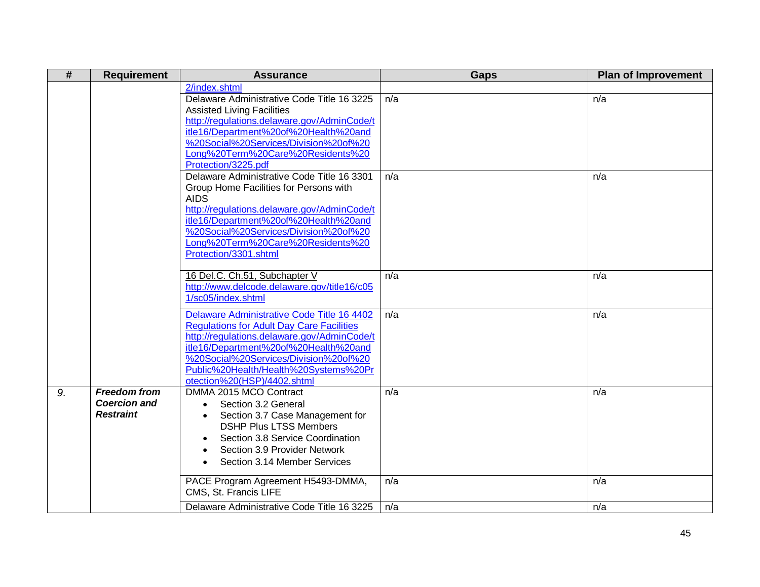| # | Requirement | Assurance | Gaps | Plan of Improvement |
|---|---|---|---|---|
| | | 2/index.shtml | | |
| | | Delaware Administrative Code Title 16 3225 Assisted Living Facilities http://regulations.delaware.gov/AdminCode/title16/Department%20of%20Health%20and%20Social%20Services/Division%20of%20Long%20Term%20Care%20Residents%20Protection/3225.pdf | n/a | n/a |
| | | Delaware Administrative Code Title 16 3301 Group Home Facilities for Persons with AIDS http://regulations.delaware.gov/AdminCode/title16/Department%20of%20Health%20and%20Social%20Services/Division%20of%20Long%20Term%20Care%20Residents%20Protection/3301.shtml | n/a | n/a |
| | | 16 Del.C. Ch.51, Subchapter V http://www.delcode.delaware.gov/title16/c051/sc05/index.shtml | n/a | n/a |
| | | Delaware Administrative Code Title 16 4402 Regulations for Adult Day Care Facilities http://regulations.delaware.gov/AdminCode/title16/Department%20of%20Health%20and%20Social%20Services/Division%20of%20Public%20Health/Health%20Systems%20Protection%20(HSP)/4402.shtml | n/a | n/a |
| *9.* | ***Freedom from Coercion and Restraint*** | DMMA 2015 MCO Contract<br>• Section 3.2 General<br>• Section 3.7 Case Management for DSHP Plus LTSS Members<br>• Section 3.8 Service Coordination<br>• Section 3.9 Provider Network<br>• Section 3.14 Member Services | n/a | n/a |
| | | PACE Program Agreement H5493-DMMA, CMS, St. Francis LIFE | n/a | n/a |
| | | Delaware Administrative Code Title 16 3225 | n/a | n/a |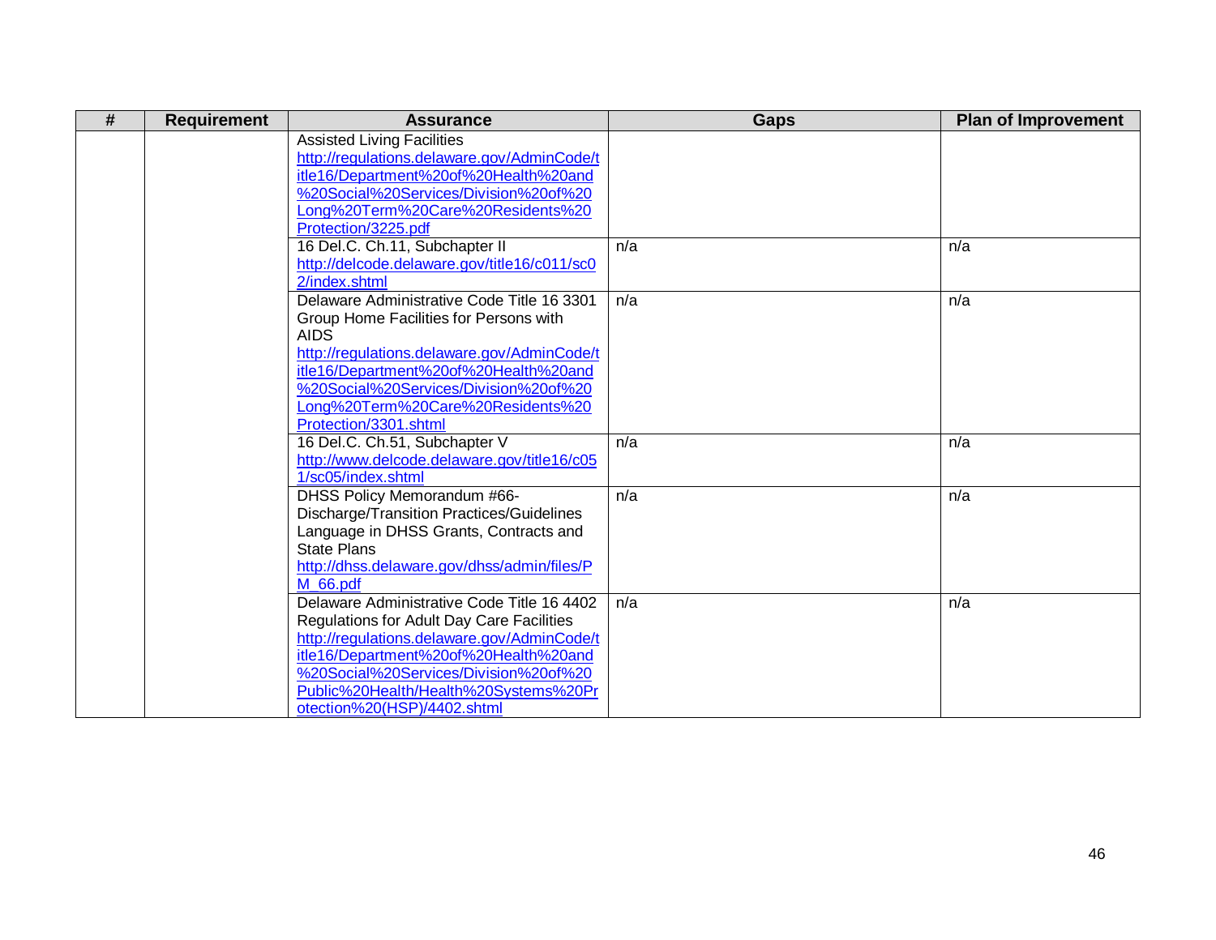| # | Requirement | Assurance | Gaps | Plan of Improvement |
|---|---|---|---|---|
| | | Assisted Living Facilities http://regulations.delaware.gov/AdminCode/title16/Department%20of%20Health%20and%20Social%20Services/Division%20of%20Long%20Term%20Care%20Residents%20Protection/3225.pdf | | |
| | | 16 Del.C. Ch.11, Subchapter II http://delcode.delaware.gov/title16/c011/sc02/index.shtml | n/a | n/a |
| | | Delaware Administrative Code Title 16 3301 Group Home Facilities for Persons with AIDS http://regulations.delaware.gov/AdminCode/title16/Department%20of%20Health%20and%20Social%20Services/Division%20of%20Long%20Term%20Care%20Residents%20Protection/3301.shtml | n/a | n/a |
| | | 16 Del.C. Ch.51, Subchapter V http://www.delcode.delaware.gov/title16/c051/sc05/index.shtml | n/a | n/a |
| | | DHSS Policy Memorandum #66- Discharge/Transition Practices/Guidelines Language in DHSS Grants, Contracts and State Plans http://dhss.delaware.gov/dhss/admin/files/PM_66.pdf | n/a | n/a |
| | | Delaware Administrative Code Title 16 4402 Regulations for Adult Day Care Facilities http://regulations.delaware.gov/AdminCode/title16/Department%20of%20Health%20and%20Social%20Services/Division%20of%20Public%20Health/Health%20Systems%20Protection%20(HSP)/4402.shtml | n/a | n/a |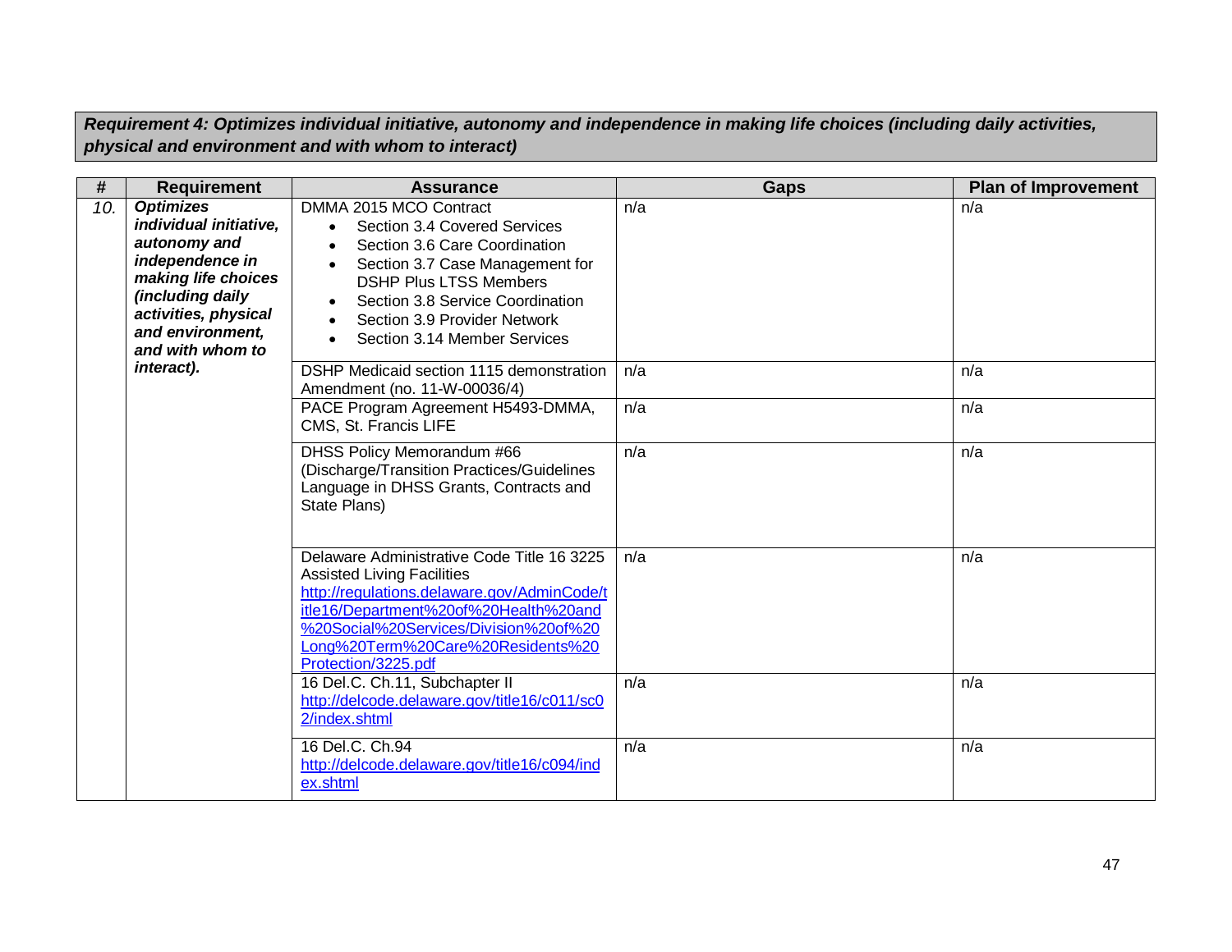***Requirement 4: Optimizes individual initiative, autonomy and independence in making life choices (including daily activities, physical and environment and with whom to interact)***

| # | Requirement | Assurance | Gaps | Plan of Improvement |
|---|---|---|---|---|
| *10.* | ***Optimizes individual initiative, autonomy and independence in making life choices (including daily activities, physical and environment, and with whom to interact).*** | DMMA 2015 MCO Contract<br>• Section 3.4 Covered Services<br>• Section 3.6 Care Coordination<br>• Section 3.7 Case Management for DSHP Plus LTSS Members<br>• Section 3.8 Service Coordination<br>• Section 3.9 Provider Network<br>• Section 3.14 Member Services | n/a | n/a |
| | | DSHP Medicaid section 1115 demonstration Amendment (no. 11-W-00036/4) | n/a | n/a |
| | | PACE Program Agreement H5493-DMMA, CMS, St. Francis LIFE | n/a | n/a |
| | | DHSS Policy Memorandum #66 (Discharge/Transition Practices/Guidelines Language in DHSS Grants, Contracts and State Plans) | n/a | n/a |
| | | Delaware Administrative Code Title 16 3225 Assisted Living Facilities http://regulations.delaware.gov/AdminCode/title16/Department%20of%20Health%20and%20Social%20Services/Division%20of%20Long%20Term%20Care%20Residents%20Protection/3225.pdf | n/a | n/a |
| | | 16 Del.C. Ch.11, Subchapter II http://delcode.delaware.gov/title16/c011/sc02/index.shtml | n/a | n/a |
| | | 16 Del.C. Ch.94 http://delcode.delaware.gov/title16/c094/index.shtml | n/a | n/a |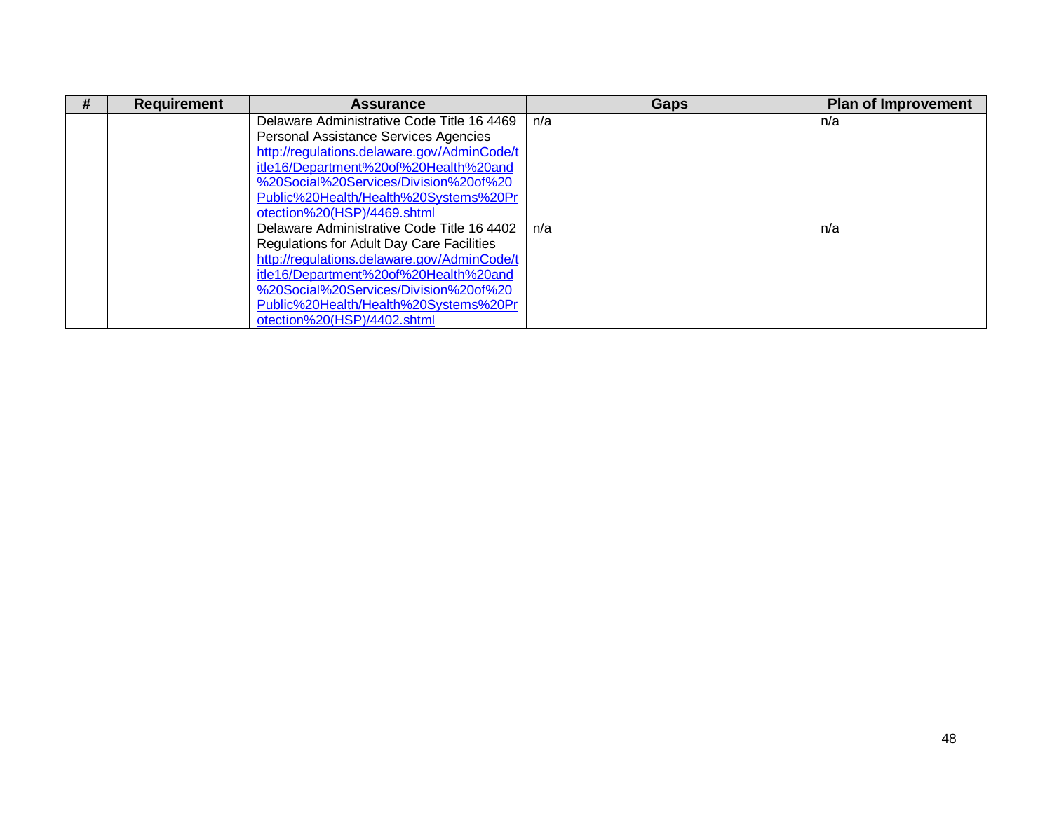| # | Requirement | Assurance | Gaps | Plan of Improvement |
| --- | --- | --- | --- | --- |
| | | Delaware Administrative Code Title 16 4469 Personal Assistance Services Agencies http://regulations.delaware.gov/AdminCode/title16/Department%20of%20Health%20and%20Social%20Services/Division%20of%20Public%20Health/Health%20Systems%20Protection%20(HSP)/4469.shtml | n/a | n/a |
| | | Delaware Administrative Code Title 16 4402 Regulations for Adult Day Care Facilities http://regulations.delaware.gov/AdminCode/title16/Department%20of%20Health%20and%20Social%20Services/Division%20of%20Public%20Health/Health%20Systems%20Protection%20(HSP)/4402.shtml | n/a | n/a |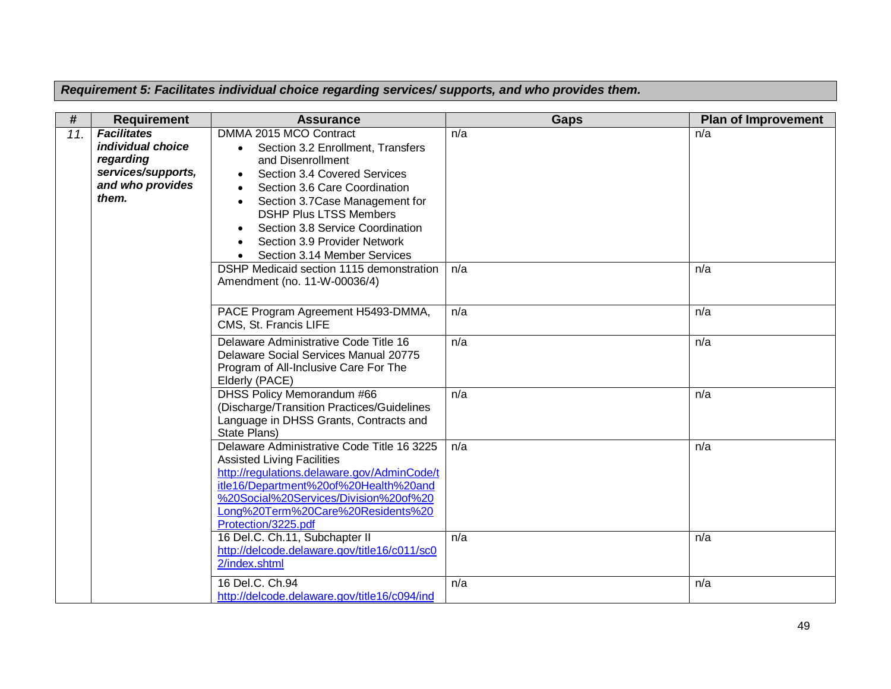***Requirement 5: Facilitates individual choice regarding services/ supports, and who provides them.***

| # | Requirement | Assurance | Gaps | Plan of Improvement |
|---|---|---|---|---|
| *11.* | ***Facilitates individual choice regarding services/supports, and who provides them.*** | DMMA 2015 MCO Contract<br>• Section 3.2 Enrollment, Transfers and Disenrollment<br>• Section 3.4 Covered Services<br>• Section 3.6 Care Coordination<br>• Section 3.7Case Management for DSHP Plus LTSS Members<br>• Section 3.8 Service Coordination<br>• Section 3.9 Provider Network<br>• Section 3.14 Member Services | n/a | n/a |
| | | DSHP Medicaid section 1115 demonstration Amendment (no. 11-W-00036/4) | n/a | n/a |
| | | PACE Program Agreement H5493-DMMA, CMS, St. Francis LIFE | n/a | n/a |
| | | Delaware Administrative Code Title 16 Delaware Social Services Manual 20775 Program of All-Inclusive Care For The Elderly (PACE) | n/a | n/a |
| | | DHSS Policy Memorandum #66 (Discharge/Transition Practices/Guidelines Language in DHSS Grants, Contracts and State Plans) | n/a | n/a |
| | | Delaware Administrative Code Title 16 3225 Assisted Living Facilities http://regulations.delaware.gov/AdminCode/title16/Department%20of%20Health%20and%20Social%20Services/Division%20of%20Long%20Term%20Care%20Residents%20Protection/3225.pdf | n/a | n/a |
| | | 16 Del.C. Ch.11, Subchapter II http://delcode.delaware.gov/title16/c011/sc02/index.shtml | n/a | n/a |
| | | 16 Del.C. Ch.94 http://delcode.delaware.gov/title16/c094/ind | n/a | n/a |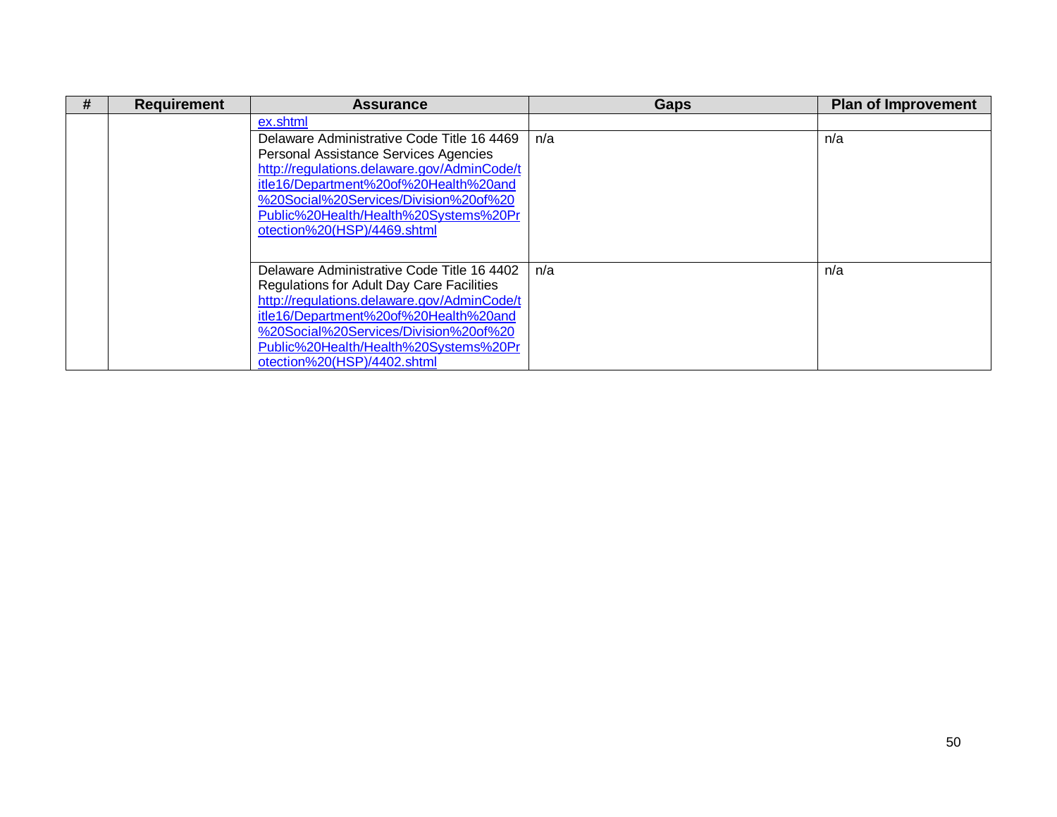| # | Requirement | Assurance | Gaps | Plan of Improvement |
|---|---|---|---|---|
| | | ex.shtml | | |
| | | Delaware Administrative Code Title 16 4469 Personal Assistance Services Agencies http://regulations.delaware.gov/AdminCode/title16/Department%20of%20Health%20and%20Social%20Services/Division%20of%20Public%20Health/Health%20Systems%20Protection%20(HSP)/4469.shtml | n/a | n/a |
| | | Delaware Administrative Code Title 16 4402 Regulations for Adult Day Care Facilities http://regulations.delaware.gov/AdminCode/title16/Department%20of%20Health%20and%20Social%20Services/Division%20of%20Public%20Health/Health%20Systems%20Protection%20(HSP)/4402.shtml | n/a | n/a |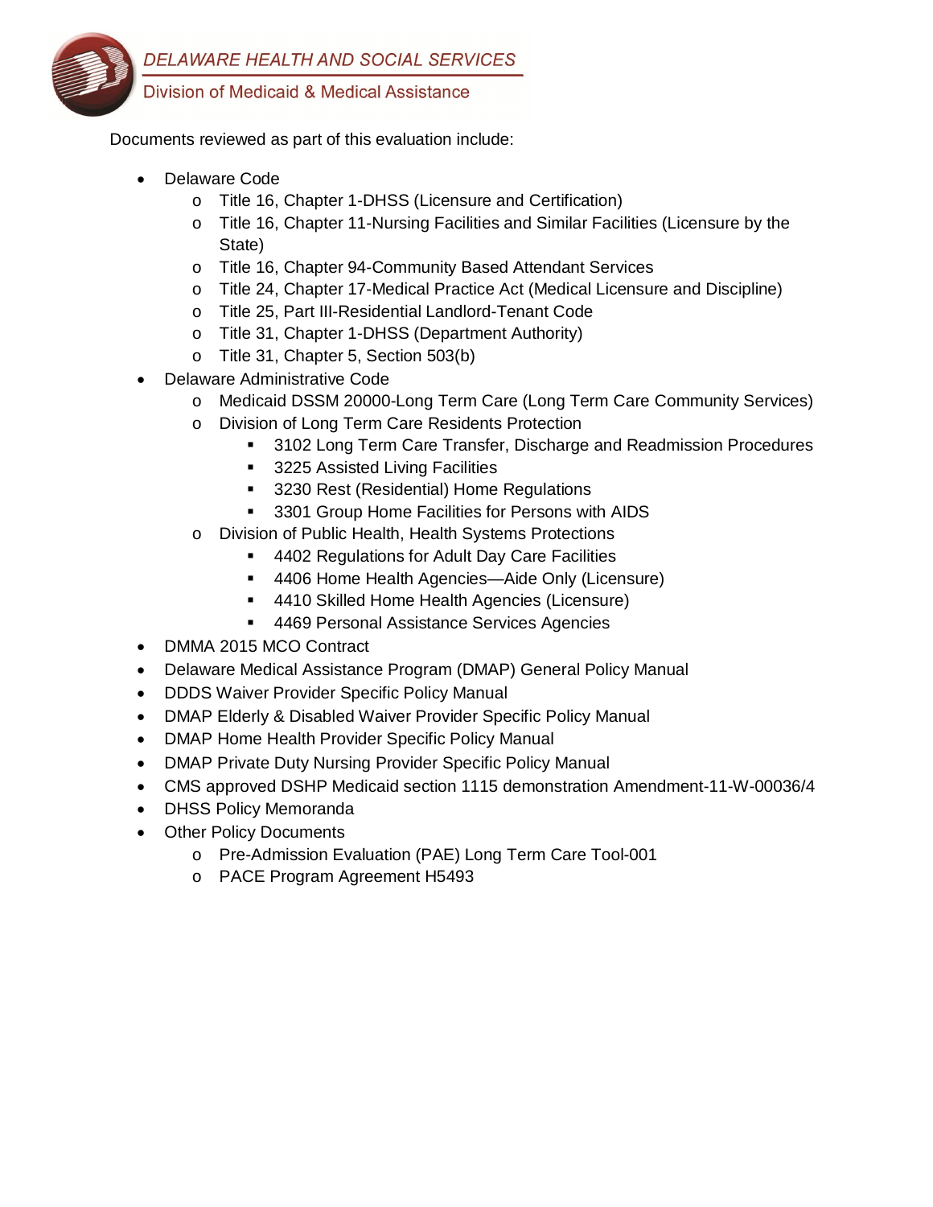Documents reviewed as part of this evaluation include:

- Delaware Code
  - Title 16, Chapter 1-DHSS (Licensure and Certification)
  - Title 16, Chapter 11-Nursing Facilities and Similar Facilities (Licensure by the State)
  - Title 16, Chapter 94-Community Based Attendant Services
  - Title 24, Chapter 17-Medical Practice Act (Medical Licensure and Discipline)
  - Title 25, Part III-Residential Landlord-Tenant Code
  - Title 31, Chapter 1-DHSS (Department Authority)
  - Title 31, Chapter 5, Section 503(b)
- Delaware Administrative Code
  - Medicaid DSSM 20000-Long Term Care (Long Term Care Community Services)
  - Division of Long Term Care Residents Protection
    - 3102 Long Term Care Transfer, Discharge and Readmission Procedures
    - 3225 Assisted Living Facilities
    - 3230 Rest (Residential) Home Regulations
    - 3301 Group Home Facilities for Persons with AIDS
  - Division of Public Health, Health Systems Protections
    - 4402 Regulations for Adult Day Care Facilities
    - 4406 Home Health Agencies—Aide Only (Licensure)
    - 4410 Skilled Home Health Agencies (Licensure)
    - 4469 Personal Assistance Services Agencies
- DMMA 2015 MCO Contract
- Delaware Medical Assistance Program (DMAP) General Policy Manual
- DDDS Waiver Provider Specific Policy Manual
- DMAP Elderly & Disabled Waiver Provider Specific Policy Manual
- DMAP Home Health Provider Specific Policy Manual
- DMAP Private Duty Nursing Provider Specific Policy Manual
- CMS approved DSHP Medicaid section 1115 demonstration Amendment-11-W-00036/4
- DHSS Policy Memoranda
- Other Policy Documents
  - Pre-Admission Evaluation (PAE) Long Term Care Tool-001
  - PACE Program Agreement H5493